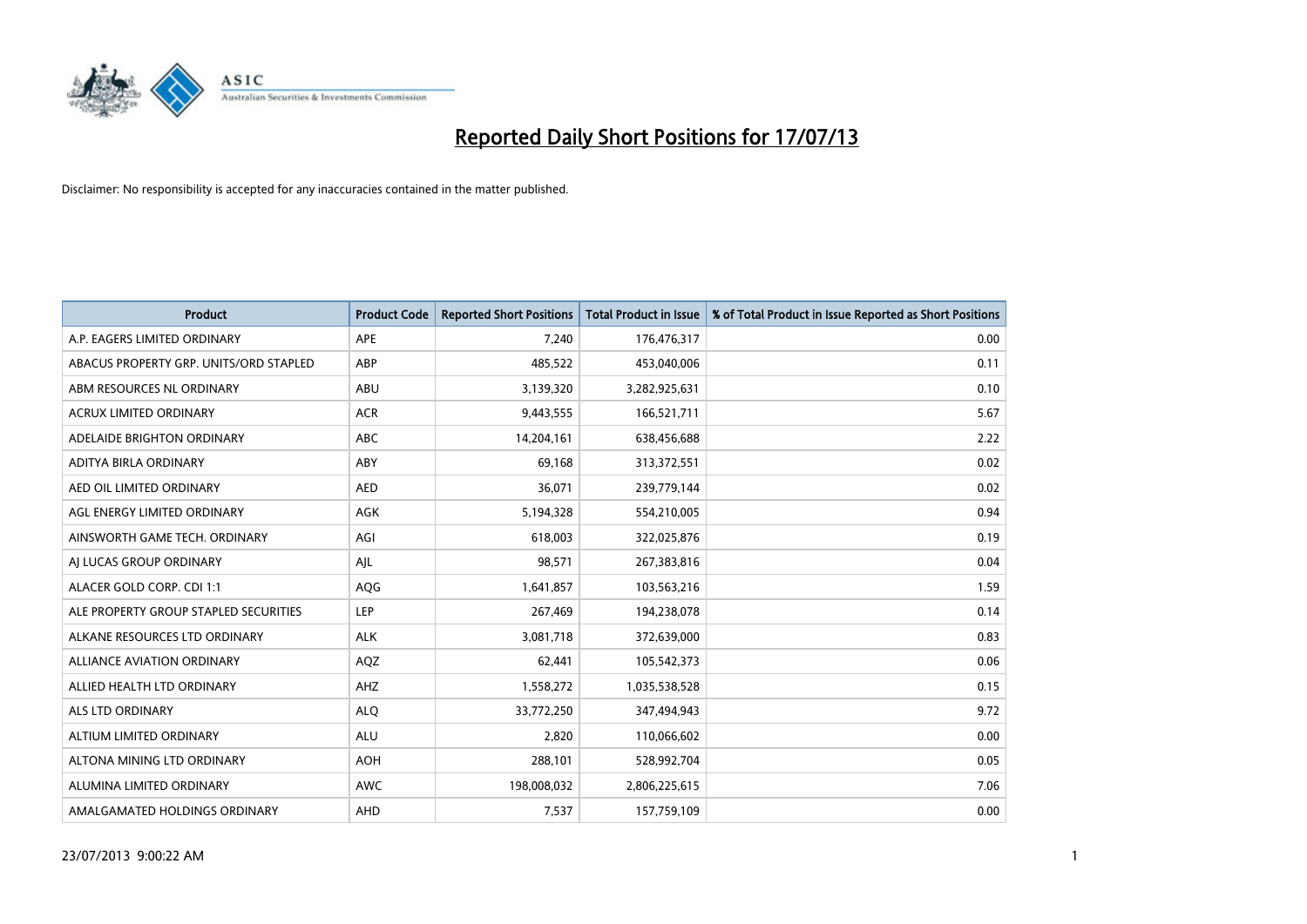# Reported Daily Short Positions for 17/07/13

Disclaimer: No responsibility is accepted for any inaccuracies contained in the matter published.

| Product | Product Code | Reported Short Positions | Total Product in Issue | % of Total Product in Issue Reported as Short Positions |
|---|---|---|---|---|
| A.P. EAGERS LIMITED ORDINARY | APE | 7,240 | 176,476,317 | 0.00 |
| ABACUS PROPERTY GRP. UNITS/ORD STAPLED | ABP | 485,522 | 453,040,006 | 0.11 |
| ABM RESOURCES NL ORDINARY | ABU | 3,139,320 | 3,282,925,631 | 0.10 |
| ACRUX LIMITED ORDINARY | ACR | 9,443,555 | 166,521,711 | 5.67 |
| ADELAIDE BRIGHTON ORDINARY | ABC | 14,204,161 | 638,456,688 | 2.22 |
| ADITYA BIRLA ORDINARY | ABY | 69,168 | 313,372,551 | 0.02 |
| AED OIL LIMITED ORDINARY | AED | 36,071 | 239,779,144 | 0.02 |
| AGL ENERGY LIMITED ORDINARY | AGK | 5,194,328 | 554,210,005 | 0.94 |
| AINSWORTH GAME TECH. ORDINARY | AGI | 618,003 | 322,025,876 | 0.19 |
| AJ LUCAS GROUP ORDINARY | AJL | 98,571 | 267,383,816 | 0.04 |
| ALACER GOLD CORP. CDI 1:1 | AQG | 1,641,857 | 103,563,216 | 1.59 |
| ALE PROPERTY GROUP STAPLED SECURITIES | LEP | 267,469 | 194,238,078 | 0.14 |
| ALKANE RESOURCES LTD ORDINARY | ALK | 3,081,718 | 372,639,000 | 0.83 |
| ALLIANCE AVIATION ORDINARY | AQZ | 62,441 | 105,542,373 | 0.06 |
| ALLIED HEALTH LTD ORDINARY | AHZ | 1,558,272 | 1,035,538,528 | 0.15 |
| ALS LTD ORDINARY | ALQ | 33,772,250 | 347,494,943 | 9.72 |
| ALTIUM LIMITED ORDINARY | ALU | 2,820 | 110,066,602 | 0.00 |
| ALTONA MINING LTD ORDINARY | AOH | 288,101 | 528,992,704 | 0.05 |
| ALUMINA LIMITED ORDINARY | AWC | 198,008,032 | 2,806,225,615 | 7.06 |
| AMALGAMATED HOLDINGS ORDINARY | AHD | 7,537 | 157,759,109 | 0.00 |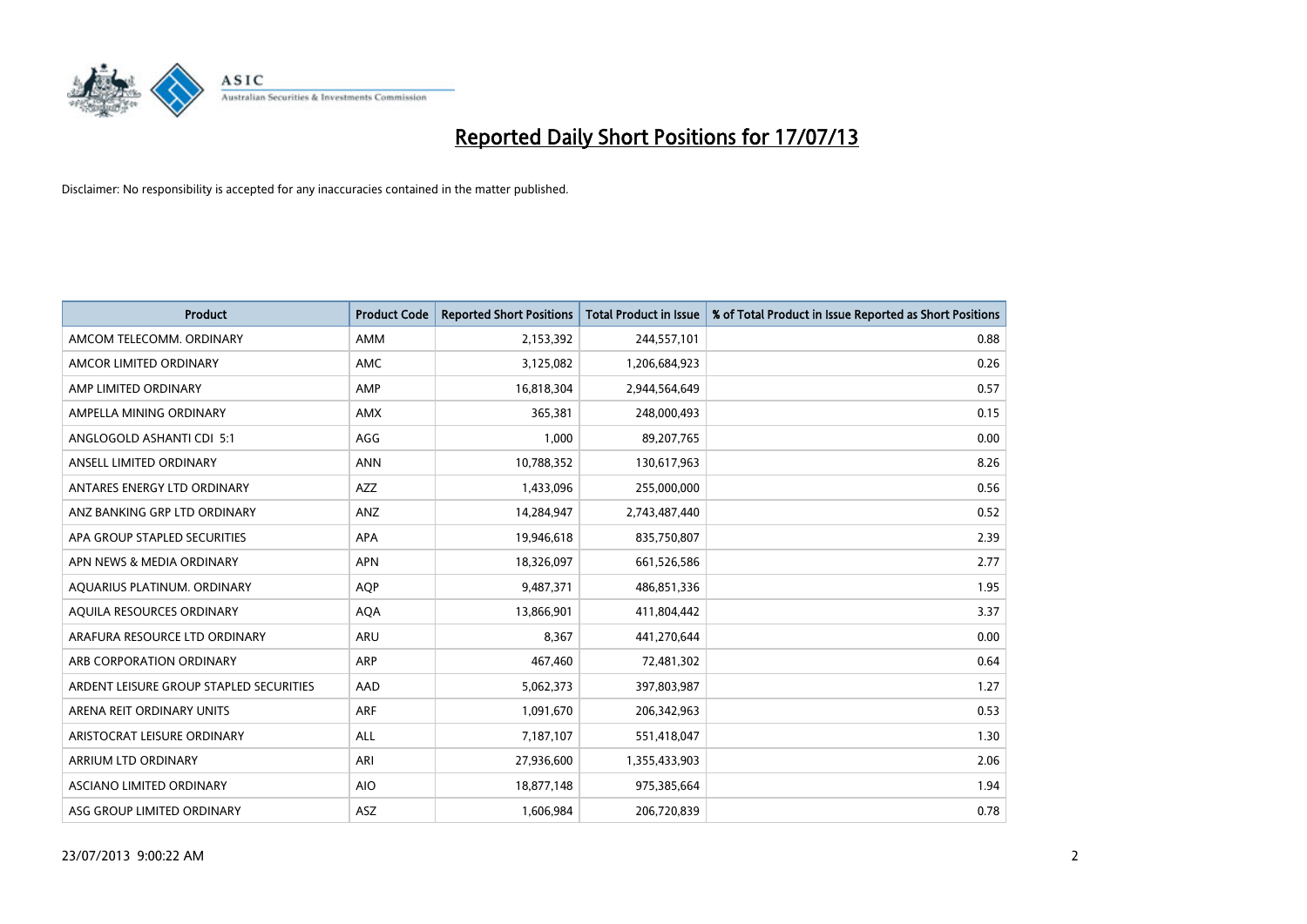# Reported Daily Short Positions for 17/07/13

Disclaimer: No responsibility is accepted for any inaccuracies contained in the matter published.

| Product | Product Code | Reported Short Positions | Total Product in Issue | % of Total Product in Issue Reported as Short Positions |
|---|---|---|---|---|
| AMCOM TELECOMM. ORDINARY | AMM | 2,153,392 | 244,557,101 | 0.88 |
| AMCOR LIMITED ORDINARY | AMC | 3,125,082 | 1,206,684,923 | 0.26 |
| AMP LIMITED ORDINARY | AMP | 16,818,304 | 2,944,564,649 | 0.57 |
| AMPELLA MINING ORDINARY | AMX | 365,381 | 248,000,493 | 0.15 |
| ANGLOGOLD ASHANTI CDI 5:1 | AGG | 1,000 | 89,207,765 | 0.00 |
| ANSELL LIMITED ORDINARY | ANN | 10,788,352 | 130,617,963 | 8.26 |
| ANTARES ENERGY LTD ORDINARY | AZZ | 1,433,096 | 255,000,000 | 0.56 |
| ANZ BANKING GRP LTD ORDINARY | ANZ | 14,284,947 | 2,743,487,440 | 0.52 |
| APA GROUP STAPLED SECURITIES | APA | 19,946,618 | 835,750,807 | 2.39 |
| APN NEWS & MEDIA ORDINARY | APN | 18,326,097 | 661,526,586 | 2.77 |
| AQUARIUS PLATINUM. ORDINARY | AQP | 9,487,371 | 486,851,336 | 1.95 |
| AQUILA RESOURCES ORDINARY | AQA | 13,866,901 | 411,804,442 | 3.37 |
| ARAFURA RESOURCE LTD ORDINARY | ARU | 8,367 | 441,270,644 | 0.00 |
| ARB CORPORATION ORDINARY | ARP | 467,460 | 72,481,302 | 0.64 |
| ARDENT LEISURE GROUP STAPLED SECURITIES | AAD | 5,062,373 | 397,803,987 | 1.27 |
| ARENA REIT ORDINARY UNITS | ARF | 1,091,670 | 206,342,963 | 0.53 |
| ARISTOCRAT LEISURE ORDINARY | ALL | 7,187,107 | 551,418,047 | 1.30 |
| ARRIUM LTD ORDINARY | ARI | 27,936,600 | 1,355,433,903 | 2.06 |
| ASCIANO LIMITED ORDINARY | AIO | 18,877,148 | 975,385,664 | 1.94 |
| ASG GROUP LIMITED ORDINARY | ASZ | 1,606,984 | 206,720,839 | 0.78 |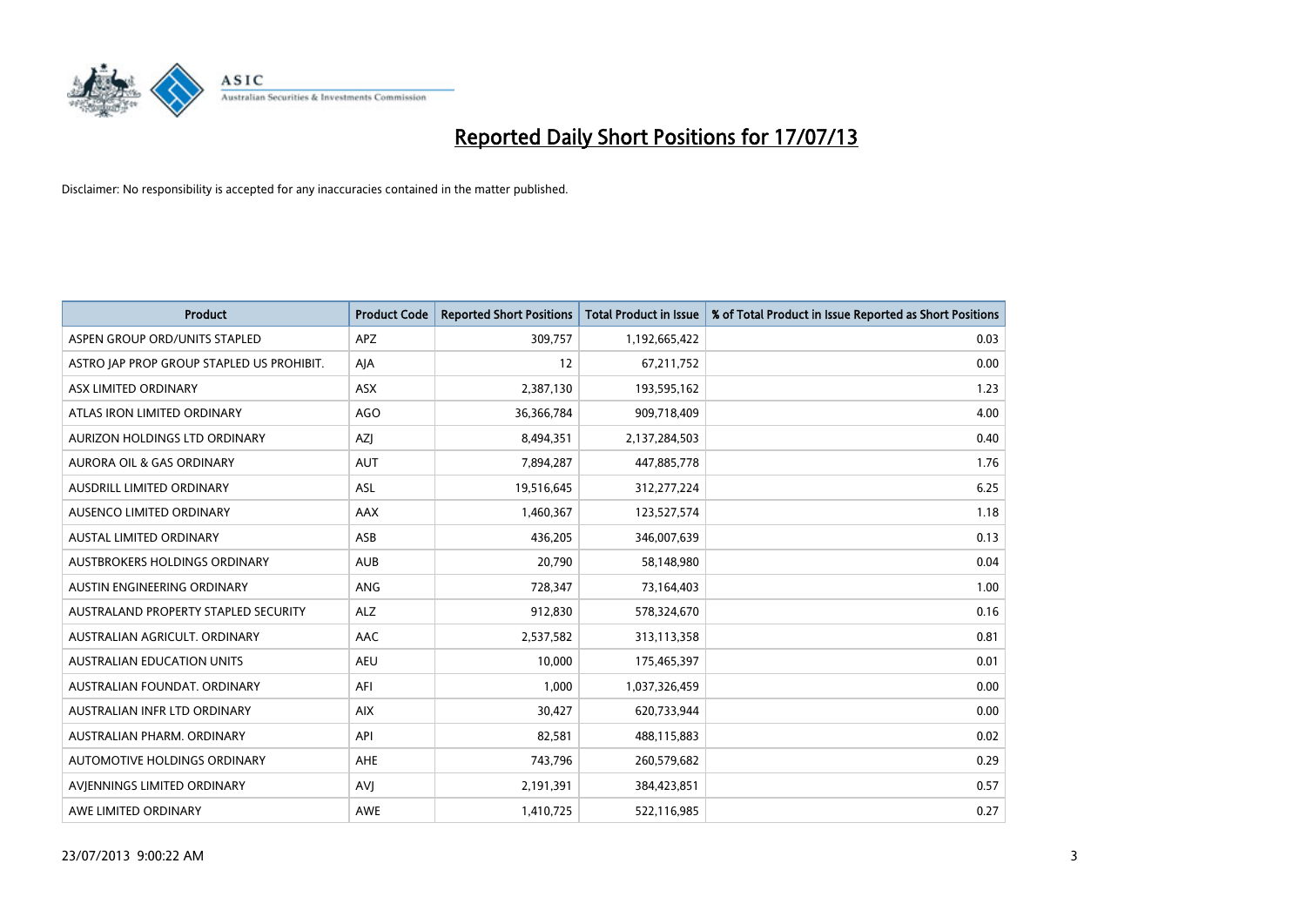# Reported Daily Short Positions for 17/07/13

Disclaimer: No responsibility is accepted for any inaccuracies contained in the matter published.

| Product | Product Code | Reported Short Positions | Total Product in Issue | % of Total Product in Issue Reported as Short Positions |
|---|---|---|---|---|
| ASPEN GROUP ORD/UNITS STAPLED | APZ | 309,757 | 1,192,665,422 | 0.03 |
| ASTRO JAP PROP GROUP STAPLED US PROHIBIT. | AJA | 12 | 67,211,752 | 0.00 |
| ASX LIMITED ORDINARY | ASX | 2,387,130 | 193,595,162 | 1.23 |
| ATLAS IRON LIMITED ORDINARY | AGO | 36,366,784 | 909,718,409 | 4.00 |
| AURIZON HOLDINGS LTD ORDINARY | AZJ | 8,494,351 | 2,137,284,503 | 0.40 |
| AURORA OIL & GAS ORDINARY | AUT | 7,894,287 | 447,885,778 | 1.76 |
| AUSDRILL LIMITED ORDINARY | ASL | 19,516,645 | 312,277,224 | 6.25 |
| AUSENCO LIMITED ORDINARY | AAX | 1,460,367 | 123,527,574 | 1.18 |
| AUSTAL LIMITED ORDINARY | ASB | 436,205 | 346,007,639 | 0.13 |
| AUSTBROKERS HOLDINGS ORDINARY | AUB | 20,790 | 58,148,980 | 0.04 |
| AUSTIN ENGINEERING ORDINARY | ANG | 728,347 | 73,164,403 | 1.00 |
| AUSTRALAND PROPERTY STAPLED SECURITY | ALZ | 912,830 | 578,324,670 | 0.16 |
| AUSTRALIAN AGRICULT. ORDINARY | AAC | 2,537,582 | 313,113,358 | 0.81 |
| AUSTRALIAN EDUCATION UNITS | AEU | 10,000 | 175,465,397 | 0.01 |
| AUSTRALIAN FOUNDAT. ORDINARY | AFI | 1,000 | 1,037,326,459 | 0.00 |
| AUSTRALIAN INFR LTD ORDINARY | AIX | 30,427 | 620,733,944 | 0.00 |
| AUSTRALIAN PHARM. ORDINARY | API | 82,581 | 488,115,883 | 0.02 |
| AUTOMOTIVE HOLDINGS ORDINARY | AHE | 743,796 | 260,579,682 | 0.29 |
| AVJENNINGS LIMITED ORDINARY | AVJ | 2,191,391 | 384,423,851 | 0.57 |
| AWE LIMITED ORDINARY | AWE | 1,410,725 | 522,116,985 | 0.27 |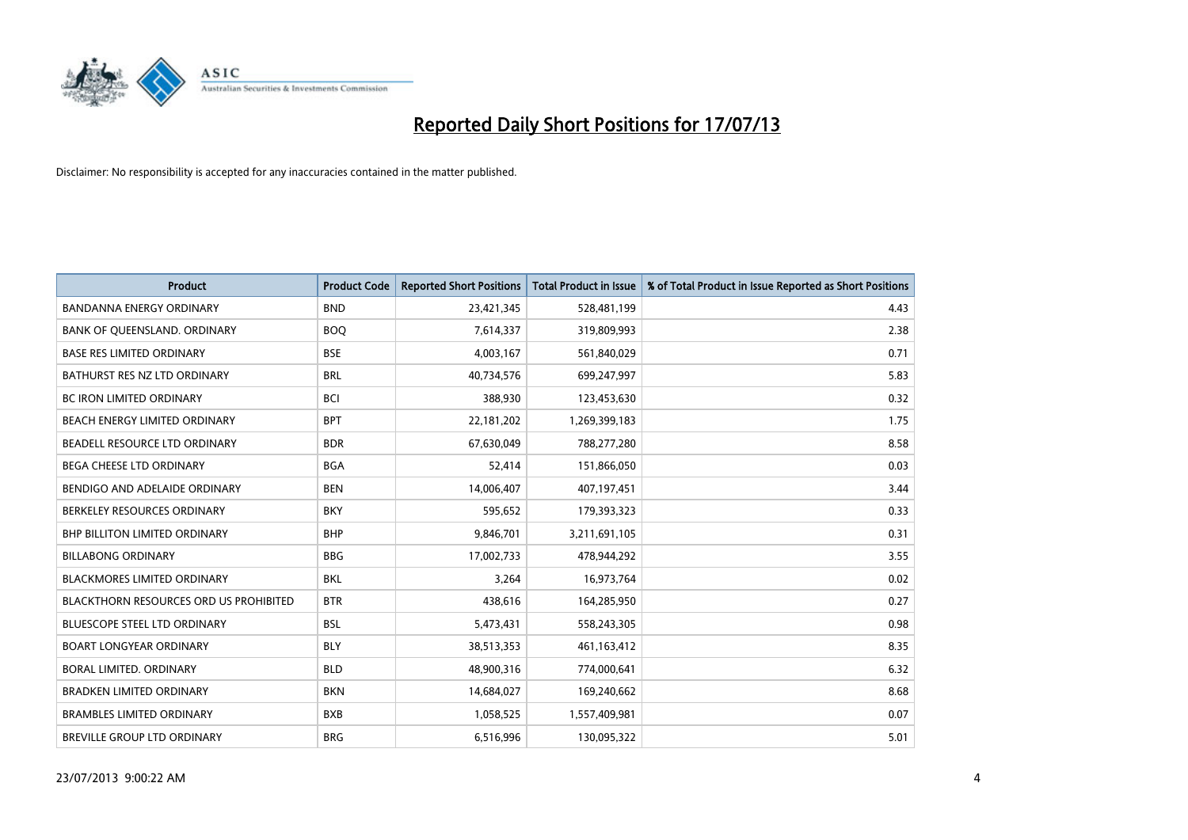# Reported Daily Short Positions for 17/07/13

Disclaimer: No responsibility is accepted for any inaccuracies contained in the matter published.

| Product | Product Code | Reported Short Positions | Total Product in Issue | % of Total Product in Issue Reported as Short Positions |
|---|---|---|---|---|
| BANDANNA ENERGY ORDINARY | BND | 23,421,345 | 528,481,199 | 4.43 |
| BANK OF QUEENSLAND. ORDINARY | BOQ | 7,614,337 | 319,809,993 | 2.38 |
| BASE RES LIMITED ORDINARY | BSE | 4,003,167 | 561,840,029 | 0.71 |
| BATHURST RES NZ LTD ORDINARY | BRL | 40,734,576 | 699,247,997 | 5.83 |
| BC IRON LIMITED ORDINARY | BCI | 388,930 | 123,453,630 | 0.32 |
| BEACH ENERGY LIMITED ORDINARY | BPT | 22,181,202 | 1,269,399,183 | 1.75 |
| BEADELL RESOURCE LTD ORDINARY | BDR | 67,630,049 | 788,277,280 | 8.58 |
| BEGA CHEESE LTD ORDINARY | BGA | 52,414 | 151,866,050 | 0.03 |
| BENDIGO AND ADELAIDE ORDINARY | BEN | 14,006,407 | 407,197,451 | 3.44 |
| BERKELEY RESOURCES ORDINARY | BKY | 595,652 | 179,393,323 | 0.33 |
| BHP BILLITON LIMITED ORDINARY | BHP | 9,846,701 | 3,211,691,105 | 0.31 |
| BILLABONG ORDINARY | BBG | 17,002,733 | 478,944,292 | 3.55 |
| BLACKMORES LIMITED ORDINARY | BKL | 3,264 | 16,973,764 | 0.02 |
| BLACKTHORN RESOURCES ORD US PROHIBITED | BTR | 438,616 | 164,285,950 | 0.27 |
| BLUESCOPE STEEL LTD ORDINARY | BSL | 5,473,431 | 558,243,305 | 0.98 |
| BOART LONGYEAR ORDINARY | BLY | 38,513,353 | 461,163,412 | 8.35 |
| BORAL LIMITED. ORDINARY | BLD | 48,900,316 | 774,000,641 | 6.32 |
| BRADKEN LIMITED ORDINARY | BKN | 14,684,027 | 169,240,662 | 8.68 |
| BRAMBLES LIMITED ORDINARY | BXB | 1,058,525 | 1,557,409,981 | 0.07 |
| BREVILLE GROUP LTD ORDINARY | BRG | 6,516,996 | 130,095,322 | 5.01 |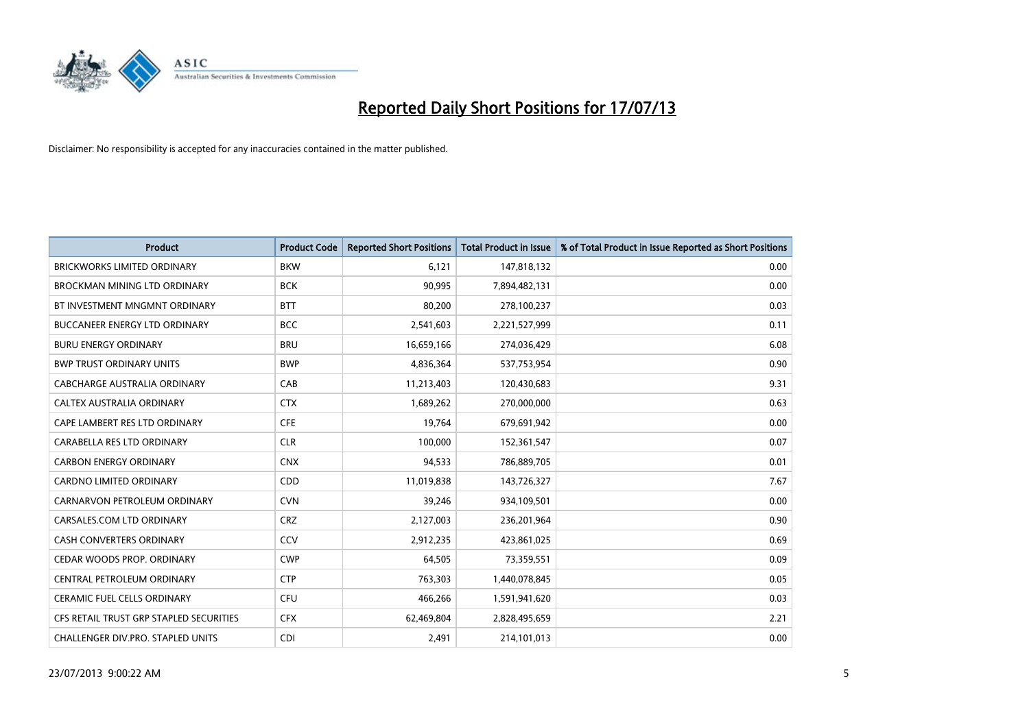# Reported Daily Short Positions for 17/07/13

Disclaimer: No responsibility is accepted for any inaccuracies contained in the matter published.

| Product | Product Code | Reported Short Positions | Total Product in Issue | % of Total Product in Issue Reported as Short Positions |
|---|---|---|---|---|
| BRICKWORKS LIMITED ORDINARY | BKW | 6,121 | 147,818,132 | 0.00 |
| BROCKMAN MINING LTD ORDINARY | BCK | 90,995 | 7,894,482,131 | 0.00 |
| BT INVESTMENT MNGMNT ORDINARY | BTT | 80,200 | 278,100,237 | 0.03 |
| BUCCANEER ENERGY LTD ORDINARY | BCC | 2,541,603 | 2,221,527,999 | 0.11 |
| BURU ENERGY ORDINARY | BRU | 16,659,166 | 274,036,429 | 6.08 |
| BWP TRUST ORDINARY UNITS | BWP | 4,836,364 | 537,753,954 | 0.90 |
| CABCHARGE AUSTRALIA ORDINARY | CAB | 11,213,403 | 120,430,683 | 9.31 |
| CALTEX AUSTRALIA ORDINARY | CTX | 1,689,262 | 270,000,000 | 0.63 |
| CAPE LAMBERT RES LTD ORDINARY | CFE | 19,764 | 679,691,942 | 0.00 |
| CARABELLA RES LTD ORDINARY | CLR | 100,000 | 152,361,547 | 0.07 |
| CARBON ENERGY ORDINARY | CNX | 94,533 | 786,889,705 | 0.01 |
| CARDNO LIMITED ORDINARY | CDD | 11,019,838 | 143,726,327 | 7.67 |
| CARNARVON PETROLEUM ORDINARY | CVN | 39,246 | 934,109,501 | 0.00 |
| CARSALES.COM LTD ORDINARY | CRZ | 2,127,003 | 236,201,964 | 0.90 |
| CASH CONVERTERS ORDINARY | CCV | 2,912,235 | 423,861,025 | 0.69 |
| CEDAR WOODS PROP. ORDINARY | CWP | 64,505 | 73,359,551 | 0.09 |
| CENTRAL PETROLEUM ORDINARY | CTP | 763,303 | 1,440,078,845 | 0.05 |
| CERAMIC FUEL CELLS ORDINARY | CFU | 466,266 | 1,591,941,620 | 0.03 |
| CFS RETAIL TRUST GRP STAPLED SECURITIES | CFX | 62,469,804 | 2,828,495,659 | 2.21 |
| CHALLENGER DIV.PRO. STAPLED UNITS | CDI | 2,491 | 214,101,013 | 0.00 |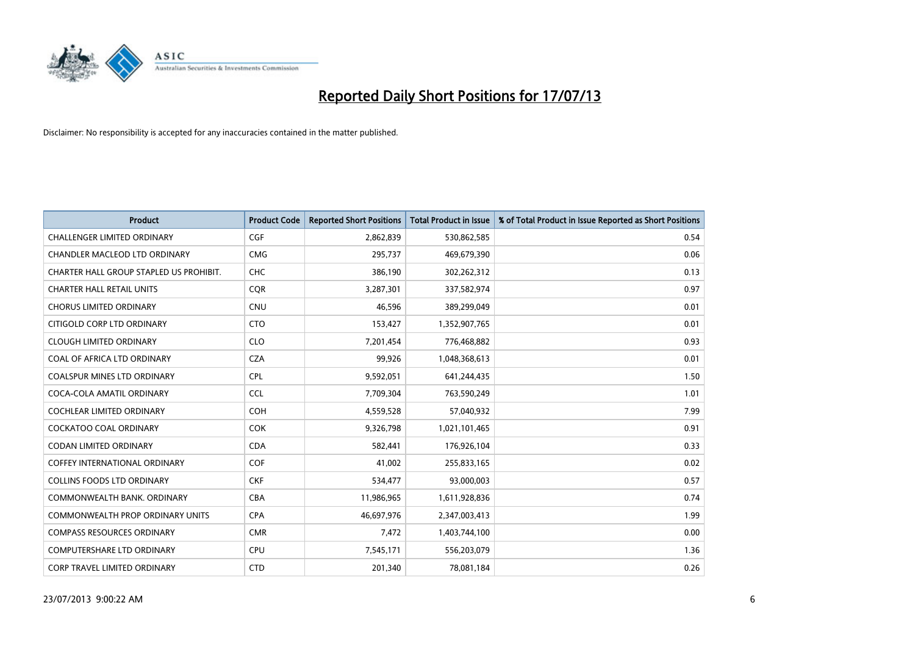# Reported Daily Short Positions for 17/07/13

Disclaimer: No responsibility is accepted for any inaccuracies contained in the matter published.

| Product | Product Code | Reported Short Positions | Total Product in Issue | % of Total Product in Issue Reported as Short Positions |
|---|---|---|---|---|
| CHALLENGER LIMITED ORDINARY | CGF | 2,862,839 | 530,862,585 | 0.54 |
| CHANDLER MACLEOD LTD ORDINARY | CMG | 295,737 | 469,679,390 | 0.06 |
| CHARTER HALL GROUP STAPLED US PROHIBIT. | CHC | 386,190 | 302,262,312 | 0.13 |
| CHARTER HALL RETAIL UNITS | CQR | 3,287,301 | 337,582,974 | 0.97 |
| CHORUS LIMITED ORDINARY | CNU | 46,596 | 389,299,049 | 0.01 |
| CITIGOLD CORP LTD ORDINARY | CTO | 153,427 | 1,352,907,765 | 0.01 |
| CLOUGH LIMITED ORDINARY | CLO | 7,201,454 | 776,468,882 | 0.93 |
| COAL OF AFRICA LTD ORDINARY | CZA | 99,926 | 1,048,368,613 | 0.01 |
| COALSPUR MINES LTD ORDINARY | CPL | 9,592,051 | 641,244,435 | 1.50 |
| COCA-COLA AMATIL ORDINARY | CCL | 7,709,304 | 763,590,249 | 1.01 |
| COCHLEAR LIMITED ORDINARY | COH | 4,559,528 | 57,040,932 | 7.99 |
| COCKATOO COAL ORDINARY | COK | 9,326,798 | 1,021,101,465 | 0.91 |
| CODAN LIMITED ORDINARY | CDA | 582,441 | 176,926,104 | 0.33 |
| COFFEY INTERNATIONAL ORDINARY | COF | 41,002 | 255,833,165 | 0.02 |
| COLLINS FOODS LTD ORDINARY | CKF | 534,477 | 93,000,003 | 0.57 |
| COMMONWEALTH BANK. ORDINARY | CBA | 11,986,965 | 1,611,928,836 | 0.74 |
| COMMONWEALTH PROP ORDINARY UNITS | CPA | 46,697,976 | 2,347,003,413 | 1.99 |
| COMPASS RESOURCES ORDINARY | CMR | 7,472 | 1,403,744,100 | 0.00 |
| COMPUTERSHARE LTD ORDINARY | CPU | 7,545,171 | 556,203,079 | 1.36 |
| CORP TRAVEL LIMITED ORDINARY | CTD | 201,340 | 78,081,184 | 0.26 |

23/07/2013 9:00:22 AM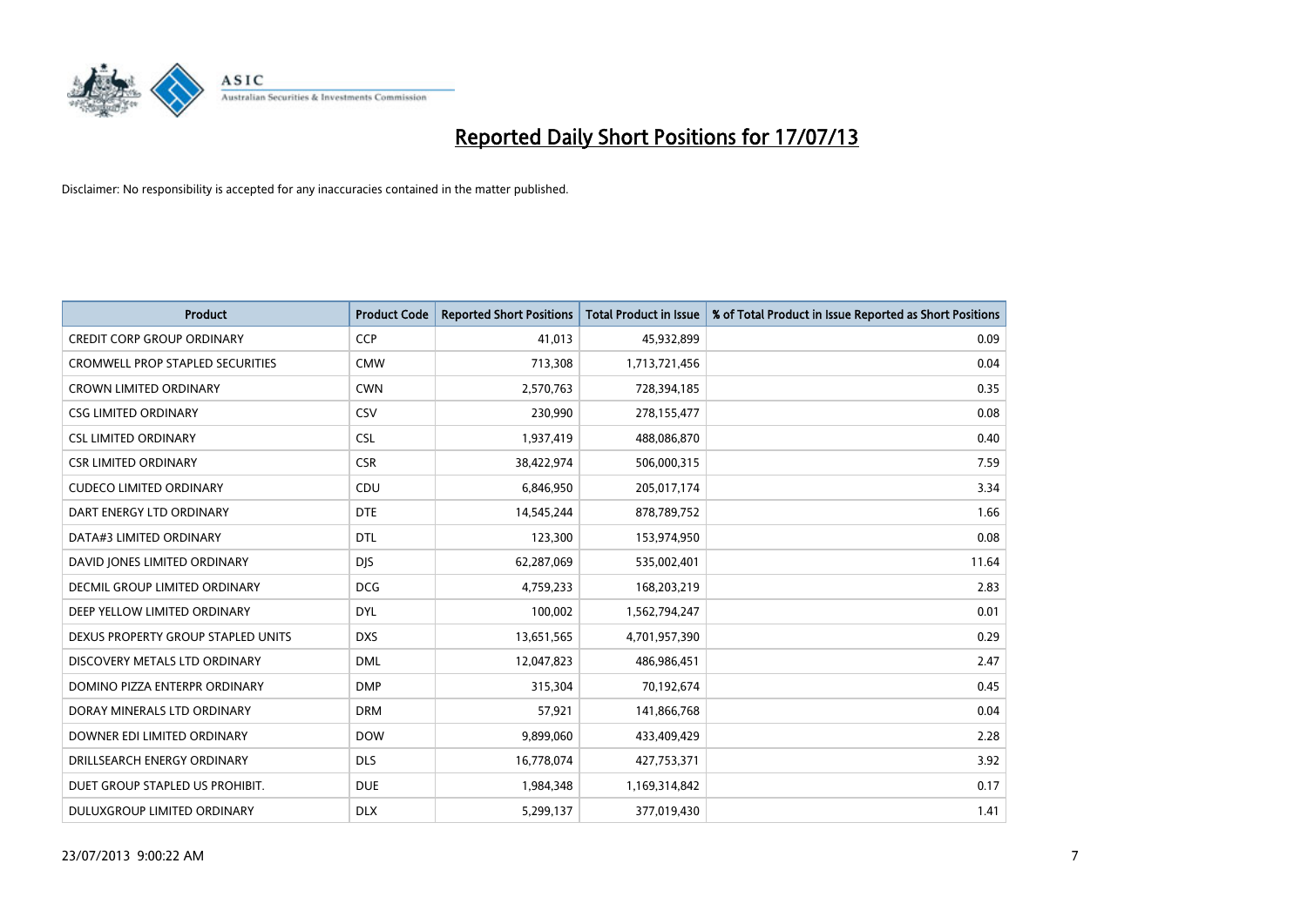# Reported Daily Short Positions for 17/07/13

Disclaimer: No responsibility is accepted for any inaccuracies contained in the matter published.

| Product | Product Code | Reported Short Positions | Total Product in Issue | % of Total Product in Issue Reported as Short Positions |
|---|---|---|---|---|
| CREDIT CORP GROUP ORDINARY | CCP | 41,013 | 45,932,899 | 0.09 |
| CROMWELL PROP STAPLED SECURITIES | CMW | 713,308 | 1,713,721,456 | 0.04 |
| CROWN LIMITED ORDINARY | CWN | 2,570,763 | 728,394,185 | 0.35 |
| CSG LIMITED ORDINARY | CSV | 230,990 | 278,155,477 | 0.08 |
| CSL LIMITED ORDINARY | CSL | 1,937,419 | 488,086,870 | 0.40 |
| CSR LIMITED ORDINARY | CSR | 38,422,974 | 506,000,315 | 7.59 |
| CUDECO LIMITED ORDINARY | CDU | 6,846,950 | 205,017,174 | 3.34 |
| DART ENERGY LTD ORDINARY | DTE | 14,545,244 | 878,789,752 | 1.66 |
| DATA#3 LIMITED ORDINARY | DTL | 123,300 | 153,974,950 | 0.08 |
| DAVID JONES LIMITED ORDINARY | DJS | 62,287,069 | 535,002,401 | 11.64 |
| DECMIL GROUP LIMITED ORDINARY | DCG | 4,759,233 | 168,203,219 | 2.83 |
| DEEP YELLOW LIMITED ORDINARY | DYL | 100,002 | 1,562,794,247 | 0.01 |
| DEXUS PROPERTY GROUP STAPLED UNITS | DXS | 13,651,565 | 4,701,957,390 | 0.29 |
| DISCOVERY METALS LTD ORDINARY | DML | 12,047,823 | 486,986,451 | 2.47 |
| DOMINO PIZZA ENTERPR ORDINARY | DMP | 315,304 | 70,192,674 | 0.45 |
| DORAY MINERALS LTD ORDINARY | DRM | 57,921 | 141,866,768 | 0.04 |
| DOWNER EDI LIMITED ORDINARY | DOW | 9,899,060 | 433,409,429 | 2.28 |
| DRILLSEARCH ENERGY ORDINARY | DLS | 16,778,074 | 427,753,371 | 3.92 |
| DUET GROUP STAPLED US PROHIBIT. | DUE | 1,984,348 | 1,169,314,842 | 0.17 |
| DULUXGROUP LIMITED ORDINARY | DLX | 5,299,137 | 377,019,430 | 1.41 |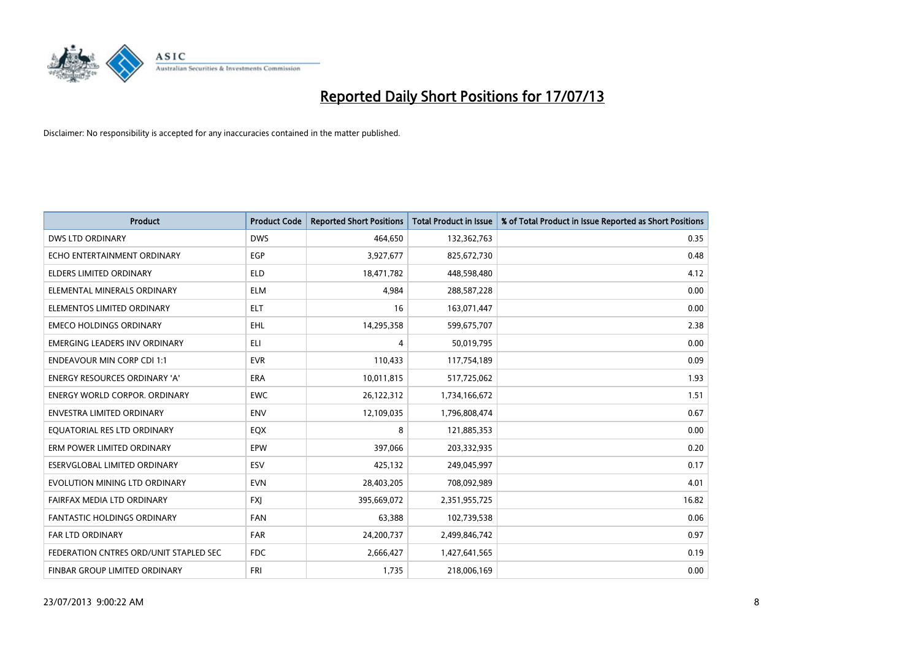# Reported Daily Short Positions for 17/07/13

Disclaimer: No responsibility is accepted for any inaccuracies contained in the matter published.

| Product | Product Code | Reported Short Positions | Total Product in Issue | % of Total Product in Issue Reported as Short Positions |
|---|---|---|---|---|
| DWS LTD ORDINARY | DWS | 464,650 | 132,362,763 | 0.35 |
| ECHO ENTERTAINMENT ORDINARY | EGP | 3,927,677 | 825,672,730 | 0.48 |
| ELDERS LIMITED ORDINARY | ELD | 18,471,782 | 448,598,480 | 4.12 |
| ELEMENTAL MINERALS ORDINARY | ELM | 4,984 | 288,587,228 | 0.00 |
| ELEMENTOS LIMITED ORDINARY | ELT | 16 | 163,071,447 | 0.00 |
| EMECO HOLDINGS ORDINARY | EHL | 14,295,358 | 599,675,707 | 2.38 |
| EMERGING LEADERS INV ORDINARY | ELI | 4 | 50,019,795 | 0.00 |
| ENDEAVOUR MIN CORP CDI 1:1 | EVR | 110,433 | 117,754,189 | 0.09 |
| ENERGY RESOURCES ORDINARY 'A' | ERA | 10,011,815 | 517,725,062 | 1.93 |
| ENERGY WORLD CORPOR. ORDINARY | EWC | 26,122,312 | 1,734,166,672 | 1.51 |
| ENVESTRA LIMITED ORDINARY | ENV | 12,109,035 | 1,796,808,474 | 0.67 |
| EQUATORIAL RES LTD ORDINARY | EQX | 8 | 121,885,353 | 0.00 |
| ERM POWER LIMITED ORDINARY | EPW | 397,066 | 203,332,935 | 0.20 |
| ESERVGLOBAL LIMITED ORDINARY | ESV | 425,132 | 249,045,997 | 0.17 |
| EVOLUTION MINING LTD ORDINARY | EVN | 28,403,205 | 708,092,989 | 4.01 |
| FAIRFAX MEDIA LTD ORDINARY | FXJ | 395,669,072 | 2,351,955,725 | 16.82 |
| FANTASTIC HOLDINGS ORDINARY | FAN | 63,388 | 102,739,538 | 0.06 |
| FAR LTD ORDINARY | FAR | 24,200,737 | 2,499,846,742 | 0.97 |
| FEDERATION CNTRES ORD/UNIT STAPLED SEC | FDC | 2,666,427 | 1,427,641,565 | 0.19 |
| FINBAR GROUP LIMITED ORDINARY | FRI | 1,735 | 218,006,169 | 0.00 |

23/07/2013 9:00:22 AM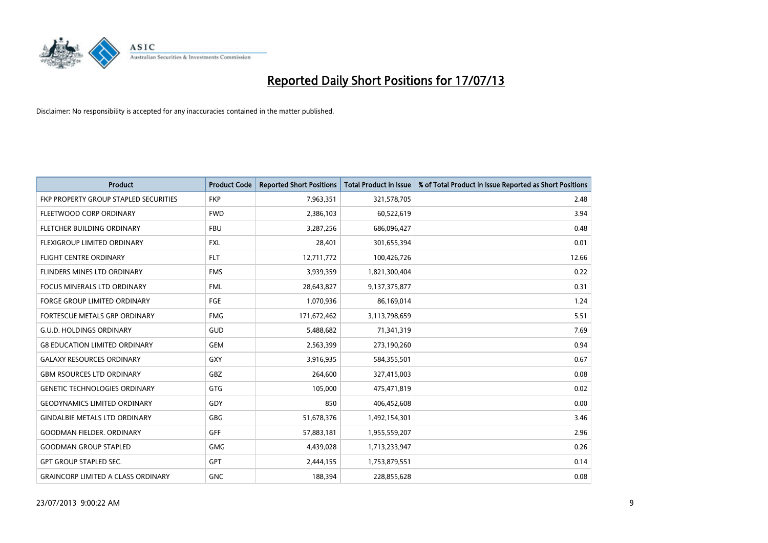# Reported Daily Short Positions for 17/07/13

Disclaimer: No responsibility is accepted for any inaccuracies contained in the matter published.

| Product | Product Code | Reported Short Positions | Total Product in Issue | % of Total Product in Issue Reported as Short Positions |
|---|---|---|---|---|
| FKP PROPERTY GROUP STAPLED SECURITIES | FKP | 7,963,351 | 321,578,705 | 2.48 |
| FLEETWOOD CORP ORDINARY | FWD | 2,386,103 | 60,522,619 | 3.94 |
| FLETCHER BUILDING ORDINARY | FBU | 3,287,256 | 686,096,427 | 0.48 |
| FLEXIGROUP LIMITED ORDINARY | FXL | 28,401 | 301,655,394 | 0.01 |
| FLIGHT CENTRE ORDINARY | FLT | 12,711,772 | 100,426,726 | 12.66 |
| FLINDERS MINES LTD ORDINARY | FMS | 3,939,359 | 1,821,300,404 | 0.22 |
| FOCUS MINERALS LTD ORDINARY | FML | 28,643,827 | 9,137,375,877 | 0.31 |
| FORGE GROUP LIMITED ORDINARY | FGE | 1,070,936 | 86,169,014 | 1.24 |
| FORTESCUE METALS GRP ORDINARY | FMG | 171,672,462 | 3,113,798,659 | 5.51 |
| G.U.D. HOLDINGS ORDINARY | GUD | 5,488,682 | 71,341,319 | 7.69 |
| G8 EDUCATION LIMITED ORDINARY | GEM | 2,563,399 | 273,190,260 | 0.94 |
| GALAXY RESOURCES ORDINARY | GXY | 3,916,935 | 584,355,501 | 0.67 |
| GBM RSOURCES LTD ORDINARY | GBZ | 264,600 | 327,415,003 | 0.08 |
| GENETIC TECHNOLOGIES ORDINARY | GTG | 105,000 | 475,471,819 | 0.02 |
| GEODYNAMICS LIMITED ORDINARY | GDY | 850 | 406,452,608 | 0.00 |
| GINDALBIE METALS LTD ORDINARY | GBG | 51,678,376 | 1,492,154,301 | 3.46 |
| GOODMAN FIELDER. ORDINARY | GFF | 57,883,181 | 1,955,559,207 | 2.96 |
| GOODMAN GROUP STAPLED | GMG | 4,439,028 | 1,713,233,947 | 0.26 |
| GPT GROUP STAPLED SEC. | GPT | 2,444,155 | 1,753,879,551 | 0.14 |
| GRAINCORP LIMITED A CLASS ORDINARY | GNC | 188,394 | 228,855,628 | 0.08 |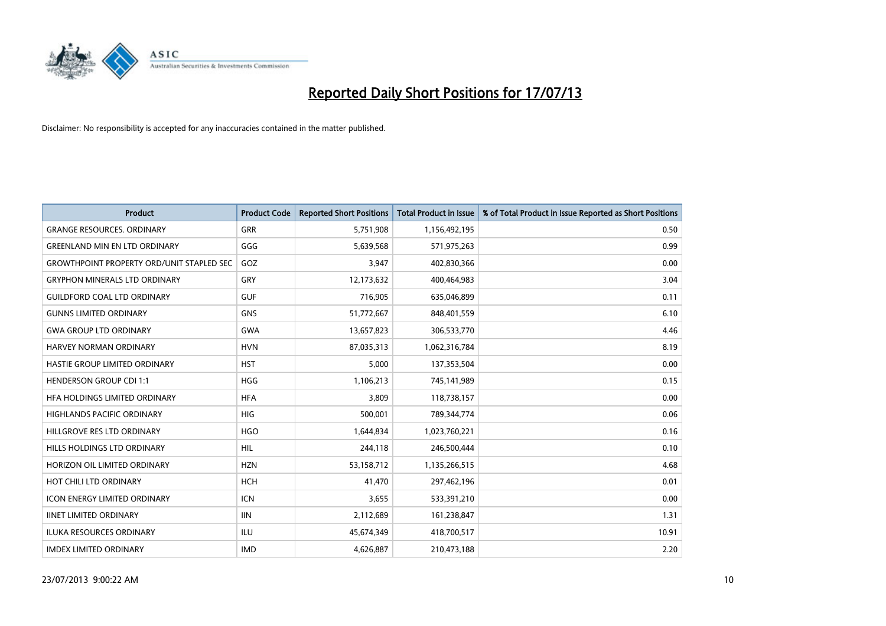# Reported Daily Short Positions for 17/07/13

Disclaimer: No responsibility is accepted for any inaccuracies contained in the matter published.

| Product | Product Code | Reported Short Positions | Total Product in Issue | % of Total Product in Issue Reported as Short Positions |
| --- | --- | --- | --- | --- |
| GRANGE RESOURCES. ORDINARY | GRR | 5,751,908 | 1,156,492,195 | 0.50 |
| GREENLAND MIN EN LTD ORDINARY | GGG | 5,639,568 | 571,975,263 | 0.99 |
| GROWTHPOINT PROPERTY ORD/UNIT STAPLED SEC | GOZ | 3,947 | 402,830,366 | 0.00 |
| GRYPHON MINERALS LTD ORDINARY | GRY | 12,173,632 | 400,464,983 | 3.04 |
| GUILDFORD COAL LTD ORDINARY | GUF | 716,905 | 635,046,899 | 0.11 |
| GUNNS LIMITED ORDINARY | GNS | 51,772,667 | 848,401,559 | 6.10 |
| GWA GROUP LTD ORDINARY | GWA | 13,657,823 | 306,533,770 | 4.46 |
| HARVEY NORMAN ORDINARY | HVN | 87,035,313 | 1,062,316,784 | 8.19 |
| HASTIE GROUP LIMITED ORDINARY | HST | 5,000 | 137,353,504 | 0.00 |
| HENDERSON GROUP CDI 1:1 | HGG | 1,106,213 | 745,141,989 | 0.15 |
| HFA HOLDINGS LIMITED ORDINARY | HFA | 3,809 | 118,738,157 | 0.00 |
| HIGHLANDS PACIFIC ORDINARY | HIG | 500,001 | 789,344,774 | 0.06 |
| HILLGROVE RES LTD ORDINARY | HGO | 1,644,834 | 1,023,760,221 | 0.16 |
| HILLS HOLDINGS LTD ORDINARY | HIL | 244,118 | 246,500,444 | 0.10 |
| HORIZON OIL LIMITED ORDINARY | HZN | 53,158,712 | 1,135,266,515 | 4.68 |
| HOT CHILI LTD ORDINARY | HCH | 41,470 | 297,462,196 | 0.01 |
| ICON ENERGY LIMITED ORDINARY | ICN | 3,655 | 533,391,210 | 0.00 |
| IINET LIMITED ORDINARY | IIN | 2,112,689 | 161,238,847 | 1.31 |
| ILUKA RESOURCES ORDINARY | ILU | 45,674,349 | 418,700,517 | 10.91 |
| IMDEX LIMITED ORDINARY | IMD | 4,626,887 | 210,473,188 | 2.20 |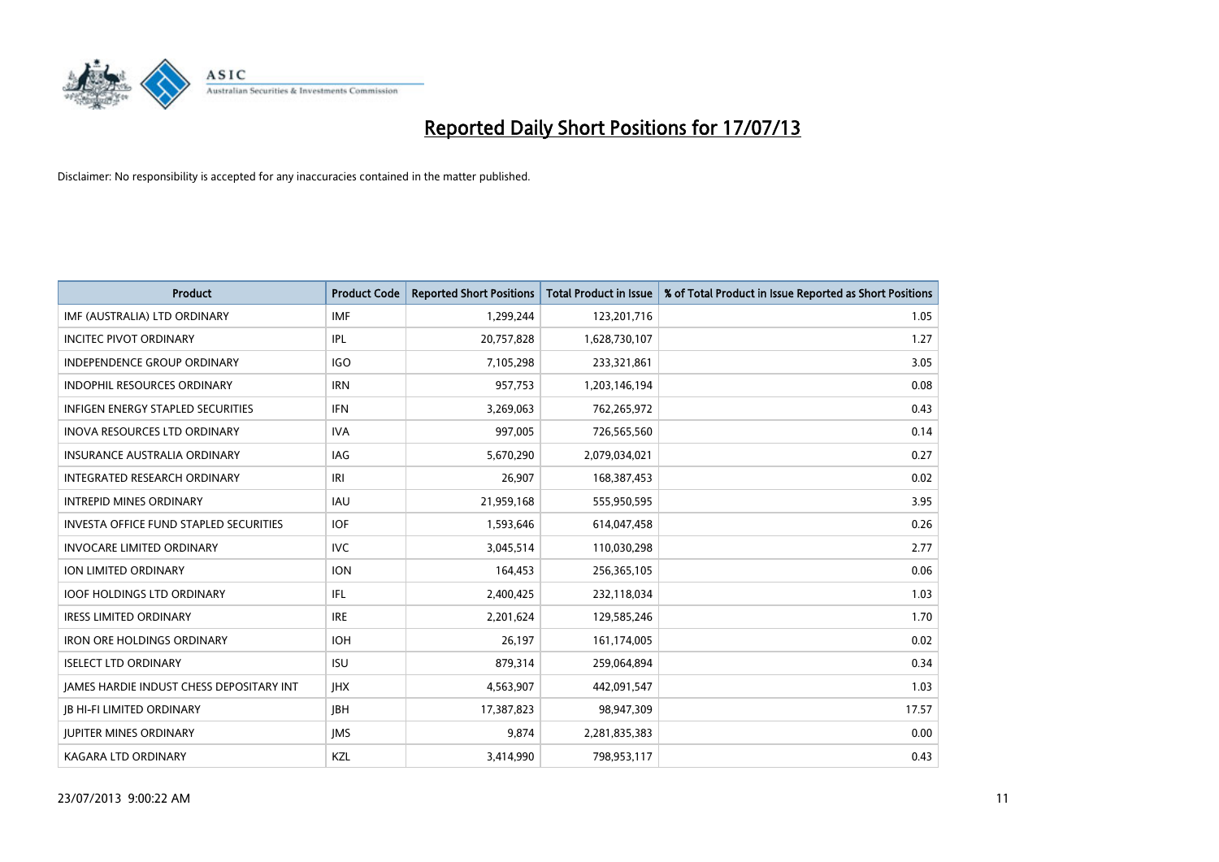# Reported Daily Short Positions for 17/07/13

Disclaimer: No responsibility is accepted for any inaccuracies contained in the matter published.

| Product | Product Code | Reported Short Positions | Total Product in Issue | % of Total Product in Issue Reported as Short Positions |
|---|---|---|---|---|
| IMF (AUSTRALIA) LTD ORDINARY | IMF | 1,299,244 | 123,201,716 | 1.05 |
| INCITEC PIVOT ORDINARY | IPL | 20,757,828 | 1,628,730,107 | 1.27 |
| INDEPENDENCE GROUP ORDINARY | IGO | 7,105,298 | 233,321,861 | 3.05 |
| INDOPHIL RESOURCES ORDINARY | IRN | 957,753 | 1,203,146,194 | 0.08 |
| INFIGEN ENERGY STAPLED SECURITIES | IFN | 3,269,063 | 762,265,972 | 0.43 |
| INOVA RESOURCES LTD ORDINARY | IVA | 997,005 | 726,565,560 | 0.14 |
| INSURANCE AUSTRALIA ORDINARY | IAG | 5,670,290 | 2,079,034,021 | 0.27 |
| INTEGRATED RESEARCH ORDINARY | IRI | 26,907 | 168,387,453 | 0.02 |
| INTREPID MINES ORDINARY | IAU | 21,959,168 | 555,950,595 | 3.95 |
| INVESTA OFFICE FUND STAPLED SECURITIES | IOF | 1,593,646 | 614,047,458 | 0.26 |
| INVOCARE LIMITED ORDINARY | IVC | 3,045,514 | 110,030,298 | 2.77 |
| ION LIMITED ORDINARY | ION | 164,453 | 256,365,105 | 0.06 |
| IOOF HOLDINGS LTD ORDINARY | IFL | 2,400,425 | 232,118,034 | 1.03 |
| IRESS LIMITED ORDINARY | IRE | 2,201,624 | 129,585,246 | 1.70 |
| IRON ORE HOLDINGS ORDINARY | IOH | 26,197 | 161,174,005 | 0.02 |
| ISELECT LTD ORDINARY | ISU | 879,314 | 259,064,894 | 0.34 |
| JAMES HARDIE INDUST CHESS DEPOSITARY INT | JHX | 4,563,907 | 442,091,547 | 1.03 |
| JB HI-FI LIMITED ORDINARY | JBH | 17,387,823 | 98,947,309 | 17.57 |
| JUPITER MINES ORDINARY | JMS | 9,874 | 2,281,835,383 | 0.00 |
| KAGARA LTD ORDINARY | KZL | 3,414,990 | 798,953,117 | 0.43 |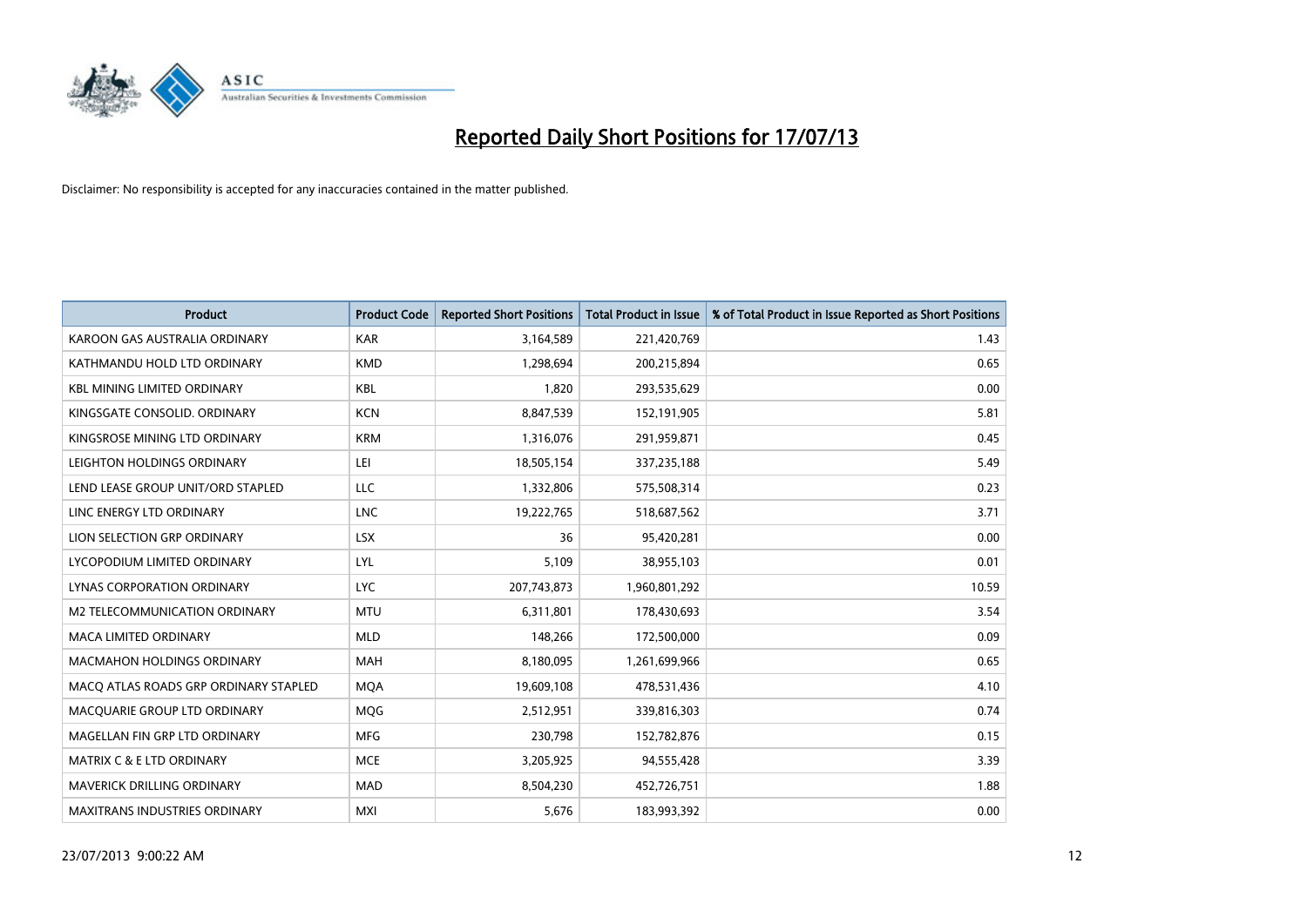# Reported Daily Short Positions for 17/07/13

Disclaimer: No responsibility is accepted for any inaccuracies contained in the matter published.

| Product | Product Code | Reported Short Positions | Total Product in Issue | % of Total Product in Issue Reported as Short Positions |
|---|---|---|---|---|
| KAROON GAS AUSTRALIA ORDINARY | KAR | 3,164,589 | 221,420,769 | 1.43 |
| KATHMANDU HOLD LTD ORDINARY | KMD | 1,298,694 | 200,215,894 | 0.65 |
| KBL MINING LIMITED ORDINARY | KBL | 1,820 | 293,535,629 | 0.00 |
| KINGSGATE CONSOLID. ORDINARY | KCN | 8,847,539 | 152,191,905 | 5.81 |
| KINGSROSE MINING LTD ORDINARY | KRM | 1,316,076 | 291,959,871 | 0.45 |
| LEIGHTON HOLDINGS ORDINARY | LEI | 18,505,154 | 337,235,188 | 5.49 |
| LEND LEASE GROUP UNIT/ORD STAPLED | LLC | 1,332,806 | 575,508,314 | 0.23 |
| LINC ENERGY LTD ORDINARY | LNC | 19,222,765 | 518,687,562 | 3.71 |
| LION SELECTION GRP ORDINARY | LSX | 36 | 95,420,281 | 0.00 |
| LYCOPODIUM LIMITED ORDINARY | LYL | 5,109 | 38,955,103 | 0.01 |
| LYNAS CORPORATION ORDINARY | LYC | 207,743,873 | 1,960,801,292 | 10.59 |
| M2 TELECOMMUNICATION ORDINARY | MTU | 6,311,801 | 178,430,693 | 3.54 |
| MACA LIMITED ORDINARY | MLD | 148,266 | 172,500,000 | 0.09 |
| MACMAHON HOLDINGS ORDINARY | MAH | 8,180,095 | 1,261,699,966 | 0.65 |
| MACQ ATLAS ROADS GRP ORDINARY STAPLED | MQA | 19,609,108 | 478,531,436 | 4.10 |
| MACQUARIE GROUP LTD ORDINARY | MQG | 2,512,951 | 339,816,303 | 0.74 |
| MAGELLAN FIN GRP LTD ORDINARY | MFG | 230,798 | 152,782,876 | 0.15 |
| MATRIX C & E LTD ORDINARY | MCE | 3,205,925 | 94,555,428 | 3.39 |
| MAVERICK DRILLING ORDINARY | MAD | 8,504,230 | 452,726,751 | 1.88 |
| MAXITRANS INDUSTRIES ORDINARY | MXI | 5,676 | 183,993,392 | 0.00 |

23/07/2013 9:00:22 AM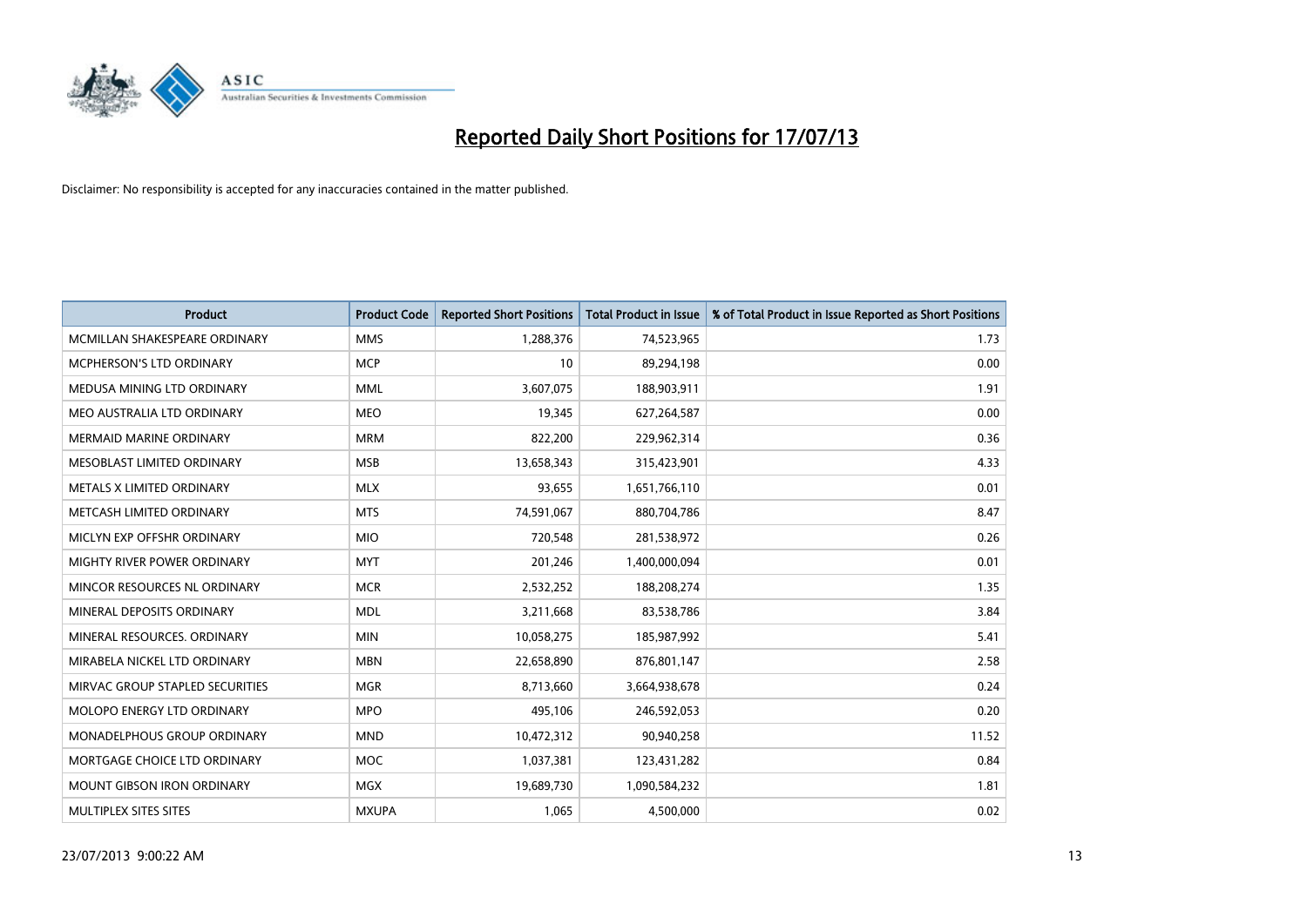# Reported Daily Short Positions for 17/07/13

Disclaimer: No responsibility is accepted for any inaccuracies contained in the matter published.

| Product | Product Code | Reported Short Positions | Total Product in Issue | % of Total Product in Issue Reported as Short Positions |
|---|---|---|---|---|
| MCMILLAN SHAKESPEARE ORDINARY | MMS | 1,288,376 | 74,523,965 | 1.73 |
| MCPHERSON'S LTD ORDINARY | MCP | 10 | 89,294,198 | 0.00 |
| MEDUSA MINING LTD ORDINARY | MML | 3,607,075 | 188,903,911 | 1.91 |
| MEO AUSTRALIA LTD ORDINARY | MEO | 19,345 | 627,264,587 | 0.00 |
| MERMAID MARINE ORDINARY | MRM | 822,200 | 229,962,314 | 0.36 |
| MESOBLAST LIMITED ORDINARY | MSB | 13,658,343 | 315,423,901 | 4.33 |
| METALS X LIMITED ORDINARY | MLX | 93,655 | 1,651,766,110 | 0.01 |
| METCASH LIMITED ORDINARY | MTS | 74,591,067 | 880,704,786 | 8.47 |
| MICLYN EXP OFFSHR ORDINARY | MIO | 720,548 | 281,538,972 | 0.26 |
| MIGHTY RIVER POWER ORDINARY | MYT | 201,246 | 1,400,000,094 | 0.01 |
| MINCOR RESOURCES NL ORDINARY | MCR | 2,532,252 | 188,208,274 | 1.35 |
| MINERAL DEPOSITS ORDINARY | MDL | 3,211,668 | 83,538,786 | 3.84 |
| MINERAL RESOURCES. ORDINARY | MIN | 10,058,275 | 185,987,992 | 5.41 |
| MIRABELA NICKEL LTD ORDINARY | MBN | 22,658,890 | 876,801,147 | 2.58 |
| MIRVAC GROUP STAPLED SECURITIES | MGR | 8,713,660 | 3,664,938,678 | 0.24 |
| MOLOPO ENERGY LTD ORDINARY | MPO | 495,106 | 246,592,053 | 0.20 |
| MONADELPHOUS GROUP ORDINARY | MND | 10,472,312 | 90,940,258 | 11.52 |
| MORTGAGE CHOICE LTD ORDINARY | MOC | 1,037,381 | 123,431,282 | 0.84 |
| MOUNT GIBSON IRON ORDINARY | MGX | 19,689,730 | 1,090,584,232 | 1.81 |
| MULTIPLEX SITES SITES | MXUPA | 1,065 | 4,500,000 | 0.02 |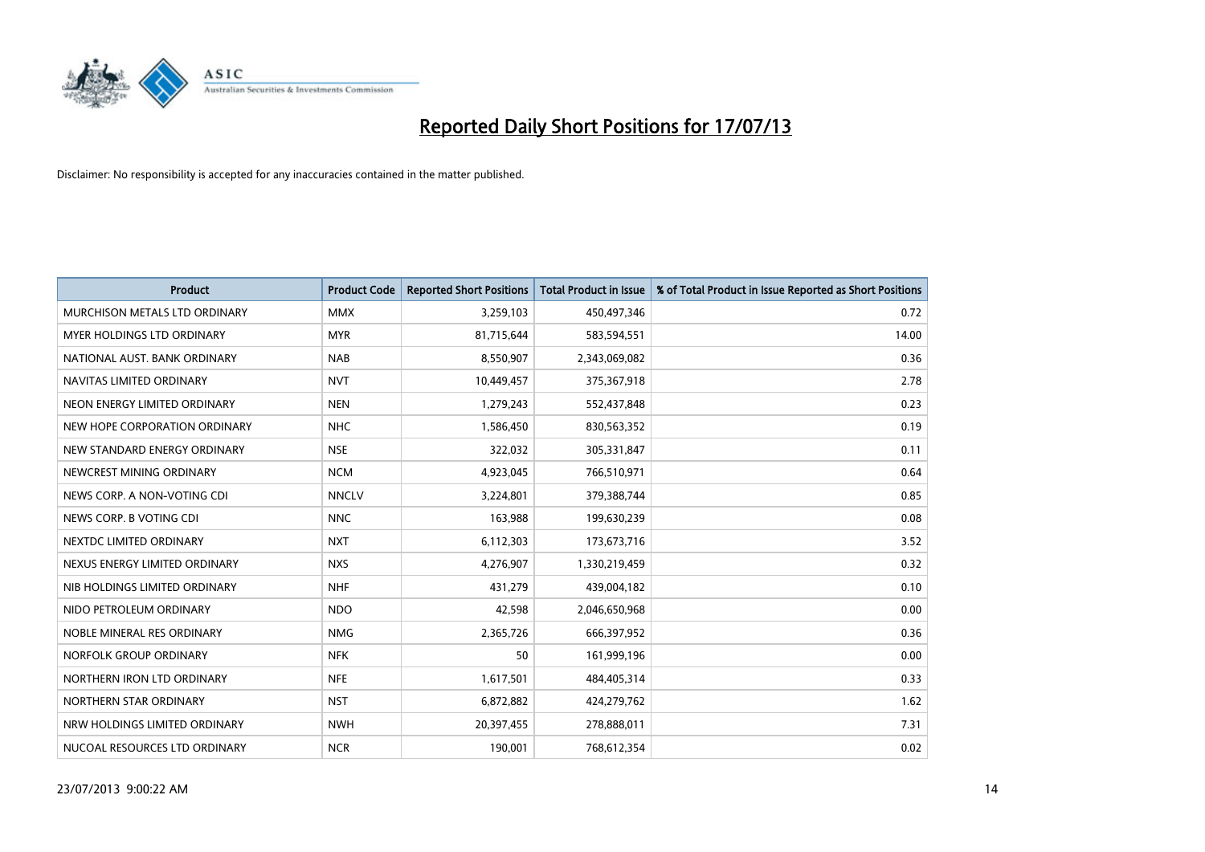# Reported Daily Short Positions for 17/07/13

Disclaimer: No responsibility is accepted for any inaccuracies contained in the matter published.

| Product | Product Code | Reported Short Positions | Total Product in Issue | % of Total Product in Issue Reported as Short Positions |
|---|---|---|---|---|
| MURCHISON METALS LTD ORDINARY | MMX | 3,259,103 | 450,497,346 | 0.72 |
| MYER HOLDINGS LTD ORDINARY | MYR | 81,715,644 | 583,594,551 | 14.00 |
| NATIONAL AUST. BANK ORDINARY | NAB | 8,550,907 | 2,343,069,082 | 0.36 |
| NAVITAS LIMITED ORDINARY | NVT | 10,449,457 | 375,367,918 | 2.78 |
| NEON ENERGY LIMITED ORDINARY | NEN | 1,279,243 | 552,437,848 | 0.23 |
| NEW HOPE CORPORATION ORDINARY | NHC | 1,586,450 | 830,563,352 | 0.19 |
| NEW STANDARD ENERGY ORDINARY | NSE | 322,032 | 305,331,847 | 0.11 |
| NEWCREST MINING ORDINARY | NCM | 4,923,045 | 766,510,971 | 0.64 |
| NEWS CORP. A NON-VOTING CDI | NNCLV | 3,224,801 | 379,388,744 | 0.85 |
| NEWS CORP. B VOTING CDI | NNC | 163,988 | 199,630,239 | 0.08 |
| NEXTDC LIMITED ORDINARY | NXT | 6,112,303 | 173,673,716 | 3.52 |
| NEXUS ENERGY LIMITED ORDINARY | NXS | 4,276,907 | 1,330,219,459 | 0.32 |
| NIB HOLDINGS LIMITED ORDINARY | NHF | 431,279 | 439,004,182 | 0.10 |
| NIDO PETROLEUM ORDINARY | NDO | 42,598 | 2,046,650,968 | 0.00 |
| NOBLE MINERAL RES ORDINARY | NMG | 2,365,726 | 666,397,952 | 0.36 |
| NORFOLK GROUP ORDINARY | NFK | 50 | 161,999,196 | 0.00 |
| NORTHERN IRON LTD ORDINARY | NFE | 1,617,501 | 484,405,314 | 0.33 |
| NORTHERN STAR ORDINARY | NST | 6,872,882 | 424,279,762 | 1.62 |
| NRW HOLDINGS LIMITED ORDINARY | NWH | 20,397,455 | 278,888,011 | 7.31 |
| NUCOAL RESOURCES LTD ORDINARY | NCR | 190,001 | 768,612,354 | 0.02 |

23/07/2013 9:00:22 AM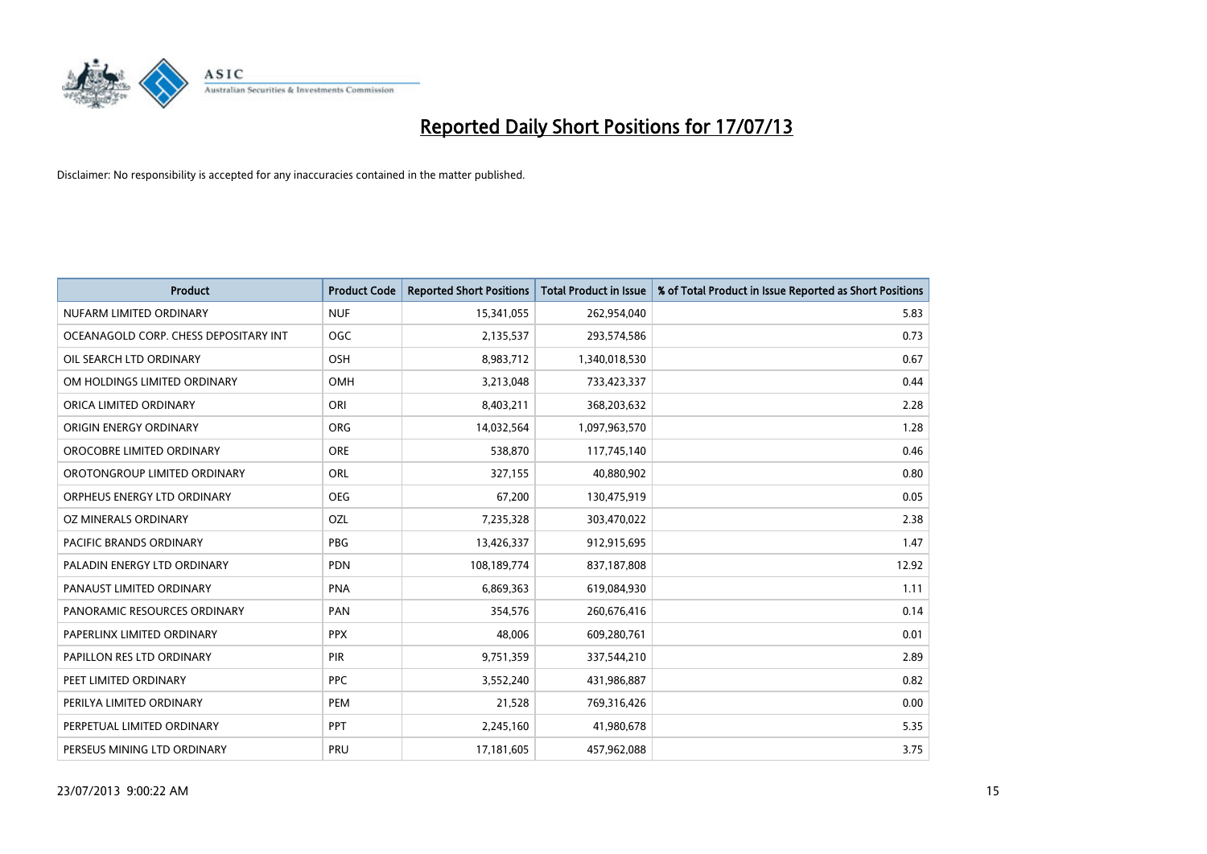# Reported Daily Short Positions for 17/07/13

Disclaimer: No responsibility is accepted for any inaccuracies contained in the matter published.

| Product | Product Code | Reported Short Positions | Total Product in Issue | % of Total Product in Issue Reported as Short Positions |
|---|---|---|---|---|
| NUFARM LIMITED ORDINARY | NUF | 15,341,055 | 262,954,040 | 5.83 |
| OCEANAGOLD CORP. CHESS DEPOSITARY INT | OGC | 2,135,537 | 293,574,586 | 0.73 |
| OIL SEARCH LTD ORDINARY | OSH | 8,983,712 | 1,340,018,530 | 0.67 |
| OM HOLDINGS LIMITED ORDINARY | OMH | 3,213,048 | 733,423,337 | 0.44 |
| ORICA LIMITED ORDINARY | ORI | 8,403,211 | 368,203,632 | 2.28 |
| ORIGIN ENERGY ORDINARY | ORG | 14,032,564 | 1,097,963,570 | 1.28 |
| OROCOBRE LIMITED ORDINARY | ORE | 538,870 | 117,745,140 | 0.46 |
| OROTONGROUP LIMITED ORDINARY | ORL | 327,155 | 40,880,902 | 0.80 |
| ORPHEUS ENERGY LTD ORDINARY | OEG | 67,200 | 130,475,919 | 0.05 |
| OZ MINERALS ORDINARY | OZL | 7,235,328 | 303,470,022 | 2.38 |
| PACIFIC BRANDS ORDINARY | PBG | 13,426,337 | 912,915,695 | 1.47 |
| PALADIN ENERGY LTD ORDINARY | PDN | 108,189,774 | 837,187,808 | 12.92 |
| PANAUST LIMITED ORDINARY | PNA | 6,869,363 | 619,084,930 | 1.11 |
| PANORAMIC RESOURCES ORDINARY | PAN | 354,576 | 260,676,416 | 0.14 |
| PAPERLINX LIMITED ORDINARY | PPX | 48,006 | 609,280,761 | 0.01 |
| PAPILLON RES LTD ORDINARY | PIR | 9,751,359 | 337,544,210 | 2.89 |
| PEET LIMITED ORDINARY | PPC | 3,552,240 | 431,986,887 | 0.82 |
| PERILYA LIMITED ORDINARY | PEM | 21,528 | 769,316,426 | 0.00 |
| PERPETUAL LIMITED ORDINARY | PPT | 2,245,160 | 41,980,678 | 5.35 |
| PERSEUS MINING LTD ORDINARY | PRU | 17,181,605 | 457,962,088 | 3.75 |

23/07/2013 9:00:22 AM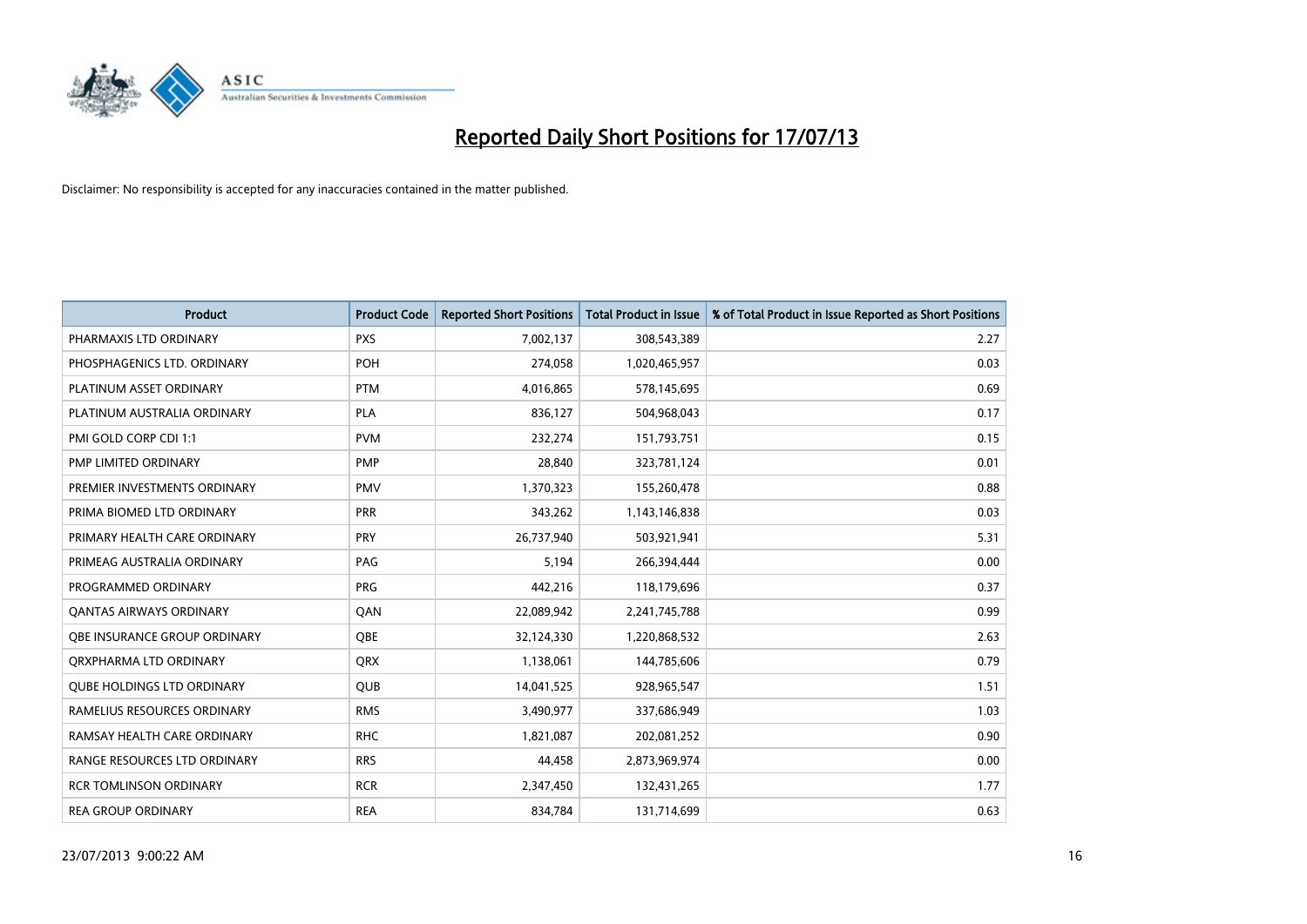# Reported Daily Short Positions for 17/07/13

Disclaimer: No responsibility is accepted for any inaccuracies contained in the matter published.

| Product | Product Code | Reported Short Positions | Total Product in Issue | % of Total Product in Issue Reported as Short Positions |
|---|---|---|---|---|
| PHARMAXIS LTD ORDINARY | PXS | 7,002,137 | 308,543,389 | 2.27 |
| PHOSPHAGENICS LTD. ORDINARY | POH | 274,058 | 1,020,465,957 | 0.03 |
| PLATINUM ASSET ORDINARY | PTM | 4,016,865 | 578,145,695 | 0.69 |
| PLATINUM AUSTRALIA ORDINARY | PLA | 836,127 | 504,968,043 | 0.17 |
| PMI GOLD CORP CDI 1:1 | PVM | 232,274 | 151,793,751 | 0.15 |
| PMP LIMITED ORDINARY | PMP | 28,840 | 323,781,124 | 0.01 |
| PREMIER INVESTMENTS ORDINARY | PMV | 1,370,323 | 155,260,478 | 0.88 |
| PRIMA BIOMED LTD ORDINARY | PRR | 343,262 | 1,143,146,838 | 0.03 |
| PRIMARY HEALTH CARE ORDINARY | PRY | 26,737,940 | 503,921,941 | 5.31 |
| PRIMEAG AUSTRALIA ORDINARY | PAG | 5,194 | 266,394,444 | 0.00 |
| PROGRAMMED ORDINARY | PRG | 442,216 | 118,179,696 | 0.37 |
| QANTAS AIRWAYS ORDINARY | QAN | 22,089,942 | 2,241,745,788 | 0.99 |
| QBE INSURANCE GROUP ORDINARY | QBE | 32,124,330 | 1,220,868,532 | 2.63 |
| QRXPHARMA LTD ORDINARY | QRX | 1,138,061 | 144,785,606 | 0.79 |
| QUBE HOLDINGS LTD ORDINARY | QUB | 14,041,525 | 928,965,547 | 1.51 |
| RAMELIUS RESOURCES ORDINARY | RMS | 3,490,977 | 337,686,949 | 1.03 |
| RAMSAY HEALTH CARE ORDINARY | RHC | 1,821,087 | 202,081,252 | 0.90 |
| RANGE RESOURCES LTD ORDINARY | RRS | 44,458 | 2,873,969,974 | 0.00 |
| RCR TOMLINSON ORDINARY | RCR | 2,347,450 | 132,431,265 | 1.77 |
| REA GROUP ORDINARY | REA | 834,784 | 131,714,699 | 0.63 |

23/07/2013 9:00:22 AM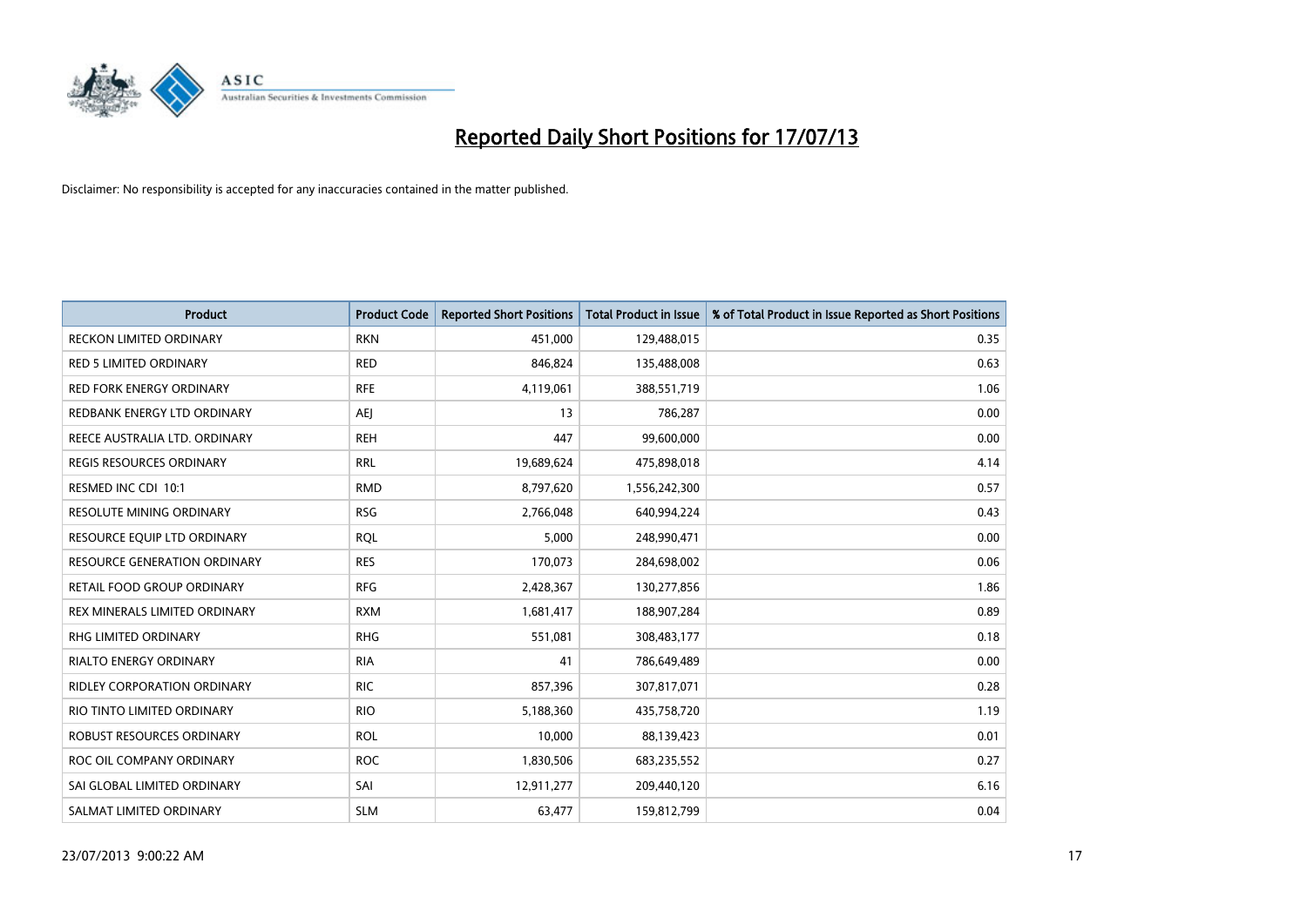# Reported Daily Short Positions for 17/07/13

Disclaimer: No responsibility is accepted for any inaccuracies contained in the matter published.

| Product | Product Code | Reported Short Positions | Total Product in Issue | % of Total Product in Issue Reported as Short Positions |
|---|---|---|---|---|
| RECKON LIMITED ORDINARY | RKN | 451,000 | 129,488,015 | 0.35 |
| RED 5 LIMITED ORDINARY | RED | 846,824 | 135,488,008 | 0.63 |
| RED FORK ENERGY ORDINARY | RFE | 4,119,061 | 388,551,719 | 1.06 |
| REDBANK ENERGY LTD ORDINARY | AEJ | 13 | 786,287 | 0.00 |
| REECE AUSTRALIA LTD. ORDINARY | REH | 447 | 99,600,000 | 0.00 |
| REGIS RESOURCES ORDINARY | RRL | 19,689,624 | 475,898,018 | 4.14 |
| RESMED INC CDI 10:1 | RMD | 8,797,620 | 1,556,242,300 | 0.57 |
| RESOLUTE MINING ORDINARY | RSG | 2,766,048 | 640,994,224 | 0.43 |
| RESOURCE EQUIP LTD ORDINARY | RQL | 5,000 | 248,990,471 | 0.00 |
| RESOURCE GENERATION ORDINARY | RES | 170,073 | 284,698,002 | 0.06 |
| RETAIL FOOD GROUP ORDINARY | RFG | 2,428,367 | 130,277,856 | 1.86 |
| REX MINERALS LIMITED ORDINARY | RXM | 1,681,417 | 188,907,284 | 0.89 |
| RHG LIMITED ORDINARY | RHG | 551,081 | 308,483,177 | 0.18 |
| RIALTO ENERGY ORDINARY | RIA | 41 | 786,649,489 | 0.00 |
| RIDLEY CORPORATION ORDINARY | RIC | 857,396 | 307,817,071 | 0.28 |
| RIO TINTO LIMITED ORDINARY | RIO | 5,188,360 | 435,758,720 | 1.19 |
| ROBUST RESOURCES ORDINARY | ROL | 10,000 | 88,139,423 | 0.01 |
| ROC OIL COMPANY ORDINARY | ROC | 1,830,506 | 683,235,552 | 0.27 |
| SAI GLOBAL LIMITED ORDINARY | SAI | 12,911,277 | 209,440,120 | 6.16 |
| SALMAT LIMITED ORDINARY | SLM | 63,477 | 159,812,799 | 0.04 |

23/07/2013 9:00:22 AM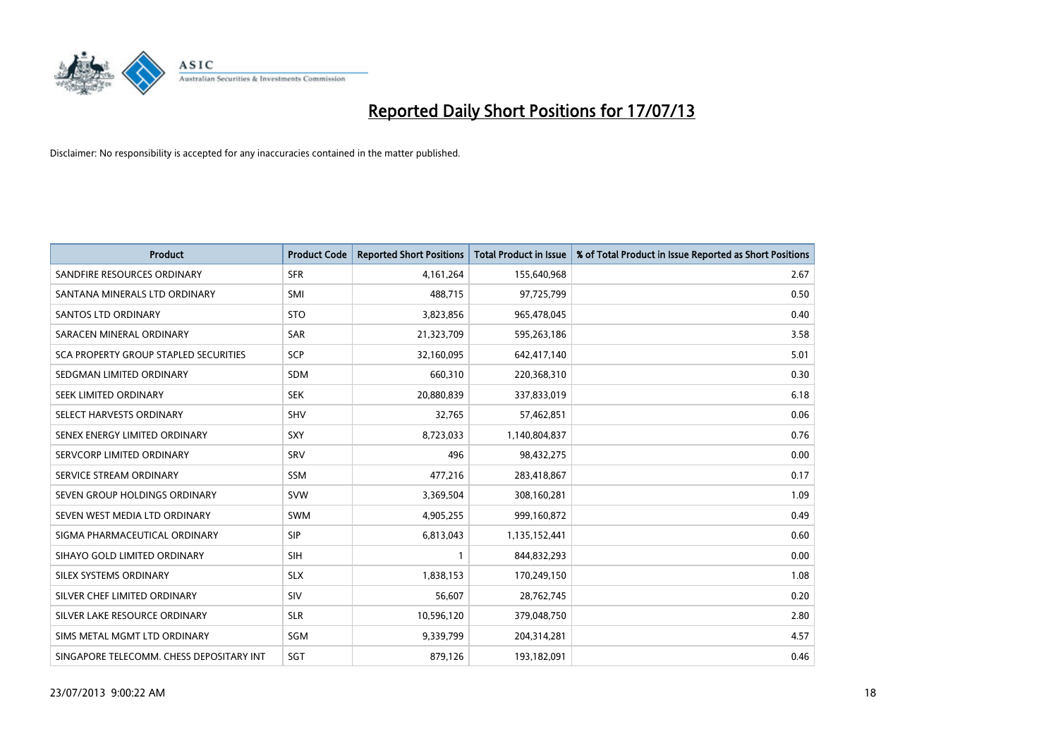# Reported Daily Short Positions for 17/07/13

Disclaimer: No responsibility is accepted for any inaccuracies contained in the matter published.

| Product | Product Code | Reported Short Positions | Total Product in Issue | % of Total Product in Issue Reported as Short Positions |
|---|---|---|---|---|
| SANDFIRE RESOURCES ORDINARY | SFR | 4,161,264 | 155,640,968 | 2.67 |
| SANTANA MINERALS LTD ORDINARY | SMI | 488,715 | 97,725,799 | 0.50 |
| SANTOS LTD ORDINARY | STO | 3,823,856 | 965,478,045 | 0.40 |
| SARACEN MINERAL ORDINARY | SAR | 21,323,709 | 595,263,186 | 3.58 |
| SCA PROPERTY GROUP STAPLED SECURITIES | SCP | 32,160,095 | 642,417,140 | 5.01 |
| SEDGMAN LIMITED ORDINARY | SDM | 660,310 | 220,368,310 | 0.30 |
| SEEK LIMITED ORDINARY | SEK | 20,880,839 | 337,833,019 | 6.18 |
| SELECT HARVESTS ORDINARY | SHV | 32,765 | 57,462,851 | 0.06 |
| SENEX ENERGY LIMITED ORDINARY | SXY | 8,723,033 | 1,140,804,837 | 0.76 |
| SERVCORP LIMITED ORDINARY | SRV | 496 | 98,432,275 | 0.00 |
| SERVICE STREAM ORDINARY | SSM | 477,216 | 283,418,867 | 0.17 |
| SEVEN GROUP HOLDINGS ORDINARY | SVW | 3,369,504 | 308,160,281 | 1.09 |
| SEVEN WEST MEDIA LTD ORDINARY | SWM | 4,905,255 | 999,160,872 | 0.49 |
| SIGMA PHARMACEUTICAL ORDINARY | SIP | 6,813,043 | 1,135,152,441 | 0.60 |
| SIHAYO GOLD LIMITED ORDINARY | SIH | 1 | 844,832,293 | 0.00 |
| SILEX SYSTEMS ORDINARY | SLX | 1,838,153 | 170,249,150 | 1.08 |
| SILVER CHEF LIMITED ORDINARY | SIV | 56,607 | 28,762,745 | 0.20 |
| SILVER LAKE RESOURCE ORDINARY | SLR | 10,596,120 | 379,048,750 | 2.80 |
| SIMS METAL MGMT LTD ORDINARY | SGM | 9,339,799 | 204,314,281 | 4.57 |
| SINGAPORE TELECOMM. CHESS DEPOSITARY INT | SGT | 879,126 | 193,182,091 | 0.46 |

23/07/2013 9:00:22 AM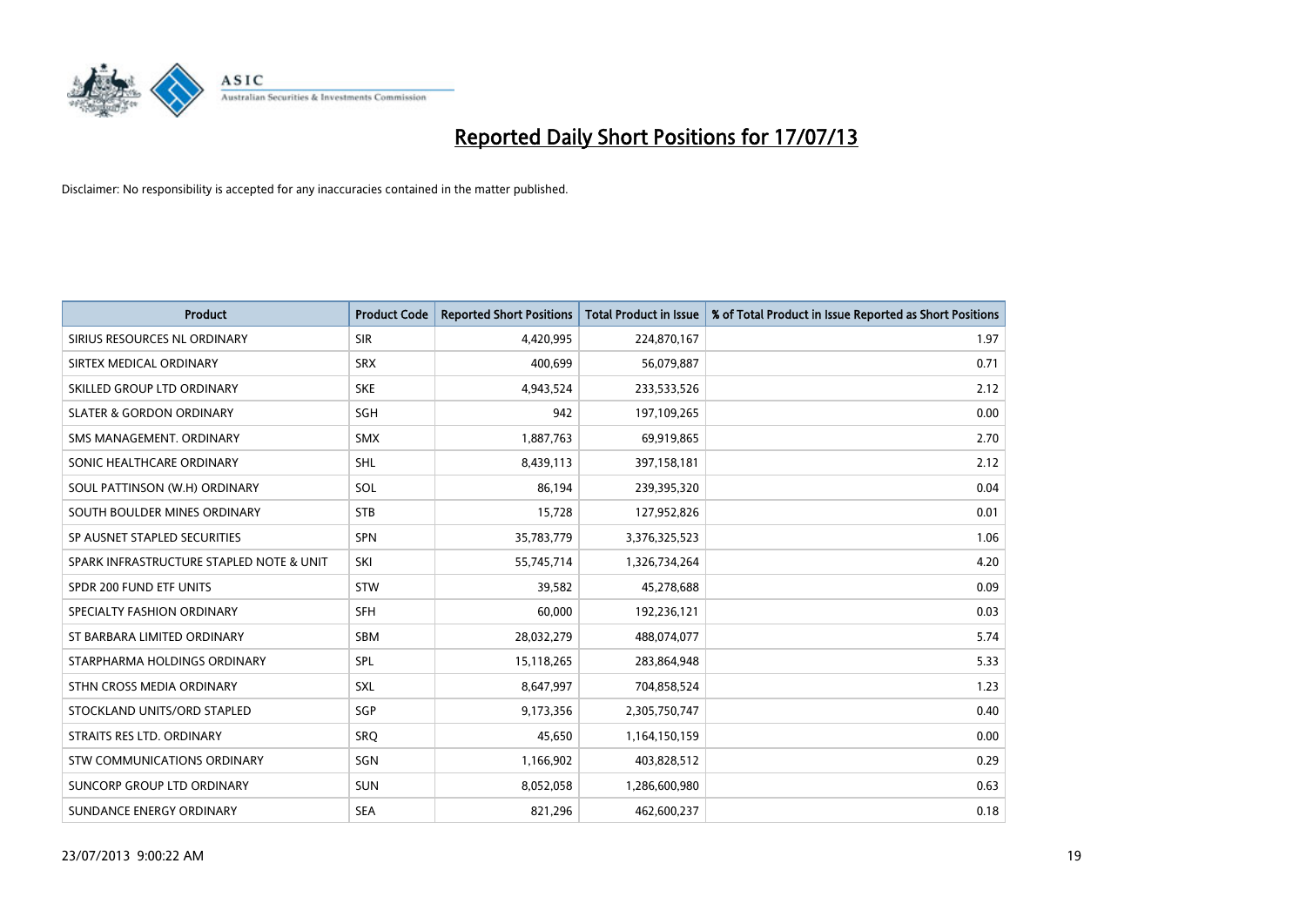# Reported Daily Short Positions for 17/07/13

Disclaimer: No responsibility is accepted for any inaccuracies contained in the matter published.

| Product | Product Code | Reported Short Positions | Total Product in Issue | % of Total Product in Issue Reported as Short Positions |
|---|---|---|---|---|
| SIRIUS RESOURCES NL ORDINARY | SIR | 4,420,995 | 224,870,167 | 1.97 |
| SIRTEX MEDICAL ORDINARY | SRX | 400,699 | 56,079,887 | 0.71 |
| SKILLED GROUP LTD ORDINARY | SKE | 4,943,524 | 233,533,526 | 2.12 |
| SLATER & GORDON ORDINARY | SGH | 942 | 197,109,265 | 0.00 |
| SMS MANAGEMENT. ORDINARY | SMX | 1,887,763 | 69,919,865 | 2.70 |
| SONIC HEALTHCARE ORDINARY | SHL | 8,439,113 | 397,158,181 | 2.12 |
| SOUL PATTINSON (W.H) ORDINARY | SOL | 86,194 | 239,395,320 | 0.04 |
| SOUTH BOULDER MINES ORDINARY | STB | 15,728 | 127,952,826 | 0.01 |
| SP AUSNET STAPLED SECURITIES | SPN | 35,783,779 | 3,376,325,523 | 1.06 |
| SPARK INFRASTRUCTURE STAPLED NOTE & UNIT | SKI | 55,745,714 | 1,326,734,264 | 4.20 |
| SPDR 200 FUND ETF UNITS | STW | 39,582 | 45,278,688 | 0.09 |
| SPECIALTY FASHION ORDINARY | SFH | 60,000 | 192,236,121 | 0.03 |
| ST BARBARA LIMITED ORDINARY | SBM | 28,032,279 | 488,074,077 | 5.74 |
| STARPHARMA HOLDINGS ORDINARY | SPL | 15,118,265 | 283,864,948 | 5.33 |
| STHN CROSS MEDIA ORDINARY | SXL | 8,647,997 | 704,858,524 | 1.23 |
| STOCKLAND UNITS/ORD STAPLED | SGP | 9,173,356 | 2,305,750,747 | 0.40 |
| STRAITS RES LTD. ORDINARY | SRQ | 45,650 | 1,164,150,159 | 0.00 |
| STW COMMUNICATIONS ORDINARY | SGN | 1,166,902 | 403,828,512 | 0.29 |
| SUNCORP GROUP LTD ORDINARY | SUN | 8,052,058 | 1,286,600,980 | 0.63 |
| SUNDANCE ENERGY ORDINARY | SEA | 821,296 | 462,600,237 | 0.18 |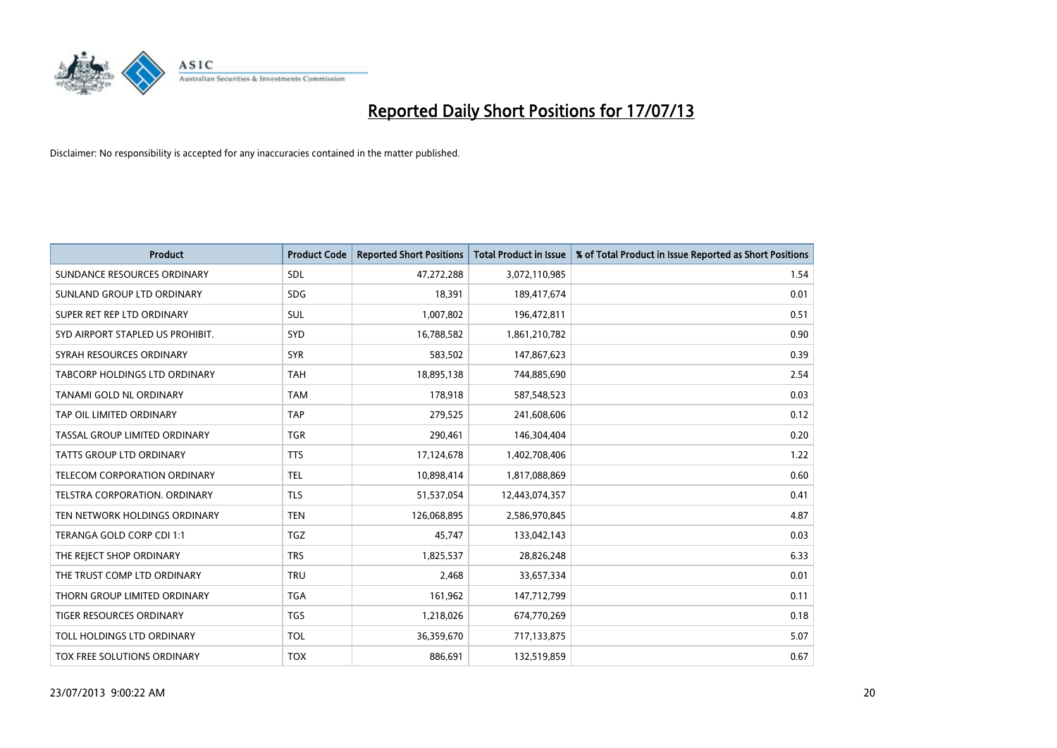# Reported Daily Short Positions for 17/07/13

Disclaimer: No responsibility is accepted for any inaccuracies contained in the matter published.

| Product | Product Code | Reported Short Positions | Total Product in Issue | % of Total Product in Issue Reported as Short Positions |
|---|---|---|---|---|
| SUNDANCE RESOURCES ORDINARY | SDL | 47,272,288 | 3,072,110,985 | 1.54 |
| SUNLAND GROUP LTD ORDINARY | SDG | 18,391 | 189,417,674 | 0.01 |
| SUPER RET REP LTD ORDINARY | SUL | 1,007,802 | 196,472,811 | 0.51 |
| SYD AIRPORT STAPLED US PROHIBIT. | SYD | 16,788,582 | 1,861,210,782 | 0.90 |
| SYRAH RESOURCES ORDINARY | SYR | 583,502 | 147,867,623 | 0.39 |
| TABCORP HOLDINGS LTD ORDINARY | TAH | 18,895,138 | 744,885,690 | 2.54 |
| TANAMI GOLD NL ORDINARY | TAM | 178,918 | 587,548,523 | 0.03 |
| TAP OIL LIMITED ORDINARY | TAP | 279,525 | 241,608,606 | 0.12 |
| TASSAL GROUP LIMITED ORDINARY | TGR | 290,461 | 146,304,404 | 0.20 |
| TATTS GROUP LTD ORDINARY | TTS | 17,124,678 | 1,402,708,406 | 1.22 |
| TELECOM CORPORATION ORDINARY | TEL | 10,898,414 | 1,817,088,869 | 0.60 |
| TELSTRA CORPORATION. ORDINARY | TLS | 51,537,054 | 12,443,074,357 | 0.41 |
| TEN NETWORK HOLDINGS ORDINARY | TEN | 126,068,895 | 2,586,970,845 | 4.87 |
| TERANGA GOLD CORP CDI 1:1 | TGZ | 45,747 | 133,042,143 | 0.03 |
| THE REJECT SHOP ORDINARY | TRS | 1,825,537 | 28,826,248 | 6.33 |
| THE TRUST COMP LTD ORDINARY | TRU | 2,468 | 33,657,334 | 0.01 |
| THORN GROUP LIMITED ORDINARY | TGA | 161,962 | 147,712,799 | 0.11 |
| TIGER RESOURCES ORDINARY | TGS | 1,218,026 | 674,770,269 | 0.18 |
| TOLL HOLDINGS LTD ORDINARY | TOL | 36,359,670 | 717,133,875 | 5.07 |
| TOX FREE SOLUTIONS ORDINARY | TOX | 886,691 | 132,519,859 | 0.67 |

23/07/2013 9:00:22 AM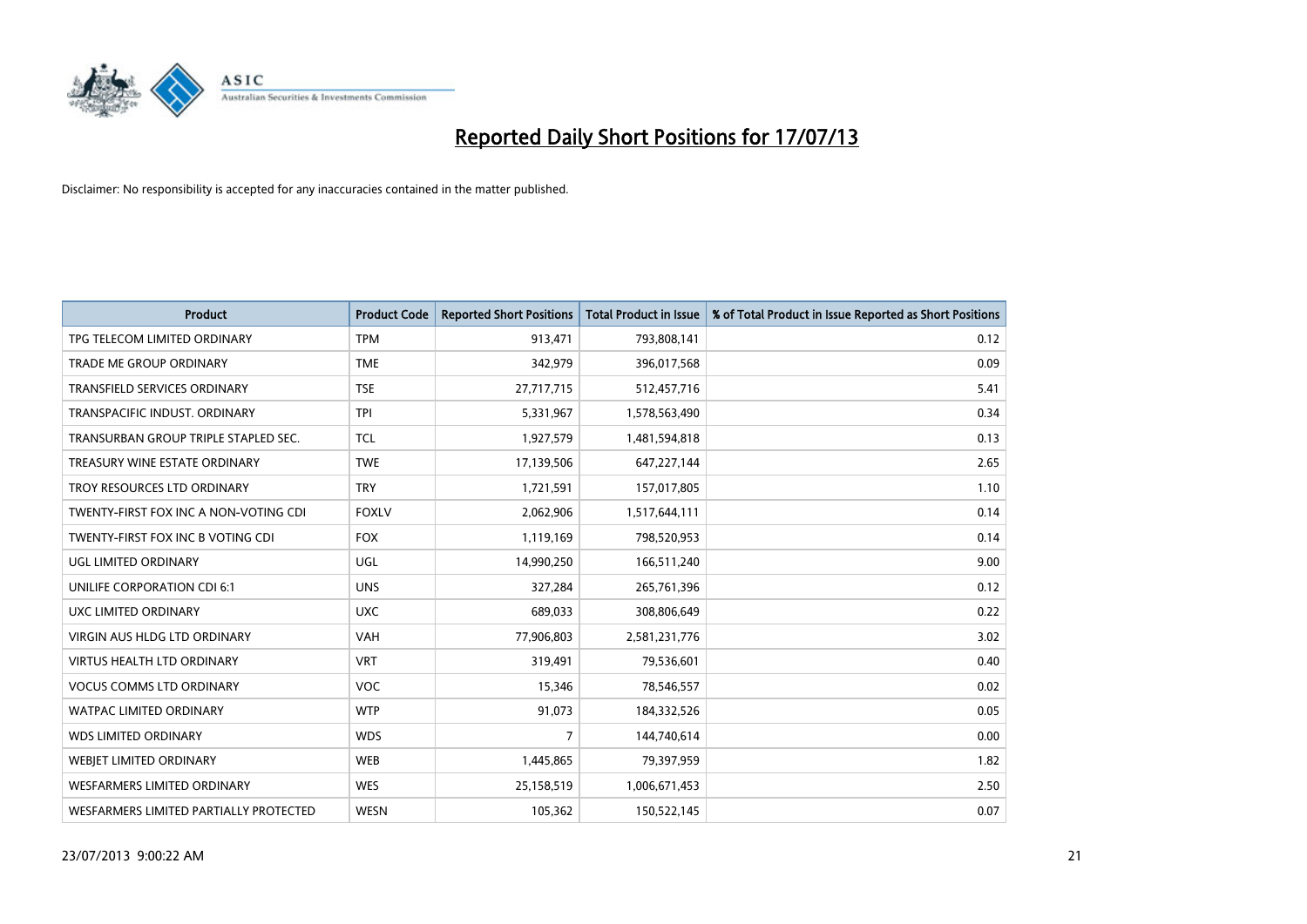# Reported Daily Short Positions for 17/07/13

Disclaimer: No responsibility is accepted for any inaccuracies contained in the matter published.

| Product | Product Code | Reported Short Positions | Total Product in Issue | % of Total Product in Issue Reported as Short Positions |
|---|---|---|---|---|
| TPG TELECOM LIMITED ORDINARY | TPM | 913,471 | 793,808,141 | 0.12 |
| TRADE ME GROUP ORDINARY | TME | 342,979 | 396,017,568 | 0.09 |
| TRANSFIELD SERVICES ORDINARY | TSE | 27,717,715 | 512,457,716 | 5.41 |
| TRANSPACIFIC INDUST. ORDINARY | TPI | 5,331,967 | 1,578,563,490 | 0.34 |
| TRANSURBAN GROUP TRIPLE STAPLED SEC. | TCL | 1,927,579 | 1,481,594,818 | 0.13 |
| TREASURY WINE ESTATE ORDINARY | TWE | 17,139,506 | 647,227,144 | 2.65 |
| TROY RESOURCES LTD ORDINARY | TRY | 1,721,591 | 157,017,805 | 1.10 |
| TWENTY-FIRST FOX INC A NON-VOTING CDI | FOXLV | 2,062,906 | 1,517,644,111 | 0.14 |
| TWENTY-FIRST FOX INC B VOTING CDI | FOX | 1,119,169 | 798,520,953 | 0.14 |
| UGL LIMITED ORDINARY | UGL | 14,990,250 | 166,511,240 | 9.00 |
| UNILIFE CORPORATION CDI 6:1 | UNS | 327,284 | 265,761,396 | 0.12 |
| UXC LIMITED ORDINARY | UXC | 689,033 | 308,806,649 | 0.22 |
| VIRGIN AUS HLDG LTD ORDINARY | VAH | 77,906,803 | 2,581,231,776 | 3.02 |
| VIRTUS HEALTH LTD ORDINARY | VRT | 319,491 | 79,536,601 | 0.40 |
| VOCUS COMMS LTD ORDINARY | VOC | 15,346 | 78,546,557 | 0.02 |
| WATPAC LIMITED ORDINARY | WTP | 91,073 | 184,332,526 | 0.05 |
| WDS LIMITED ORDINARY | WDS | 7 | 144,740,614 | 0.00 |
| WEBJET LIMITED ORDINARY | WEB | 1,445,865 | 79,397,959 | 1.82 |
| WESFARMERS LIMITED ORDINARY | WES | 25,158,519 | 1,006,671,453 | 2.50 |
| WESFARMERS LIMITED PARTIALLY PROTECTED | WESN | 105,362 | 150,522,145 | 0.07 |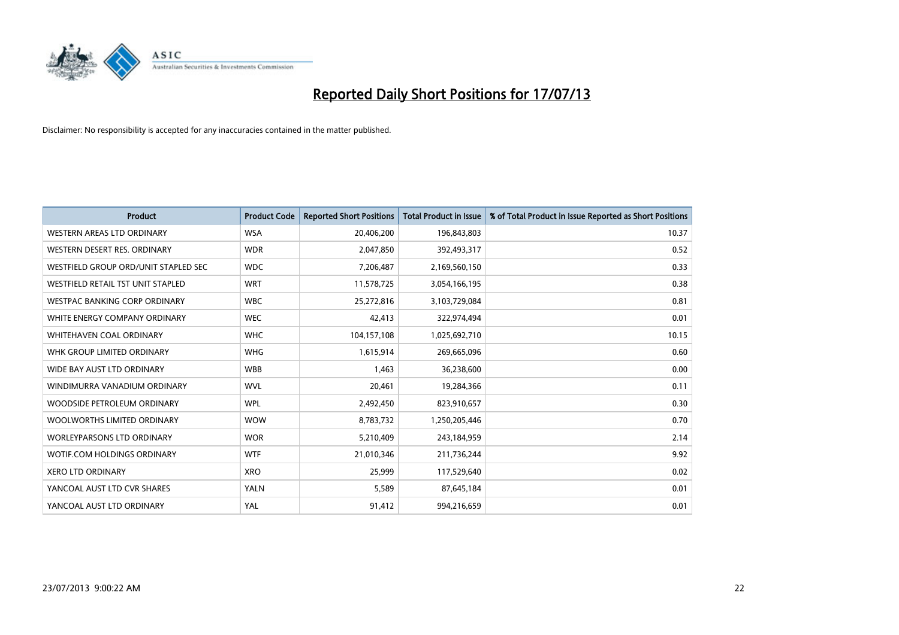# Reported Daily Short Positions for 17/07/13

Disclaimer: No responsibility is accepted for any inaccuracies contained in the matter published.

| Product | Product Code | Reported Short Positions | Total Product in Issue | % of Total Product in Issue Reported as Short Positions |
|---|---|---|---|---|
| WESTERN AREAS LTD ORDINARY | WSA | 20,406,200 | 196,843,803 | 10.37 |
| WESTERN DESERT RES. ORDINARY | WDR | 2,047,850 | 392,493,317 | 0.52 |
| WESTFIELD GROUP ORD/UNIT STAPLED SEC | WDC | 7,206,487 | 2,169,560,150 | 0.33 |
| WESTFIELD RETAIL TST UNIT STAPLED | WRT | 11,578,725 | 3,054,166,195 | 0.38 |
| WESTPAC BANKING CORP ORDINARY | WBC | 25,272,816 | 3,103,729,084 | 0.81 |
| WHITE ENERGY COMPANY ORDINARY | WEC | 42,413 | 322,974,494 | 0.01 |
| WHITEHAVEN COAL ORDINARY | WHC | 104,157,108 | 1,025,692,710 | 10.15 |
| WHK GROUP LIMITED ORDINARY | WHG | 1,615,914 | 269,665,096 | 0.60 |
| WIDE BAY AUST LTD ORDINARY | WBB | 1,463 | 36,238,600 | 0.00 |
| WINDIMURRA VANADIUM ORDINARY | WVL | 20,461 | 19,284,366 | 0.11 |
| WOODSIDE PETROLEUM ORDINARY | WPL | 2,492,450 | 823,910,657 | 0.30 |
| WOOLWORTHS LIMITED ORDINARY | WOW | 8,783,732 | 1,250,205,446 | 0.70 |
| WORLEYPARSONS LTD ORDINARY | WOR | 5,210,409 | 243,184,959 | 2.14 |
| WOTIF.COM HOLDINGS ORDINARY | WTF | 21,010,346 | 211,736,244 | 9.92 |
| XERO LTD ORDINARY | XRO | 25,999 | 117,529,640 | 0.02 |
| YANCOAL AUST LTD CVR SHARES | YALN | 5,589 | 87,645,184 | 0.01 |
| YANCOAL AUST LTD ORDINARY | YAL | 91,412 | 994,216,659 | 0.01 |